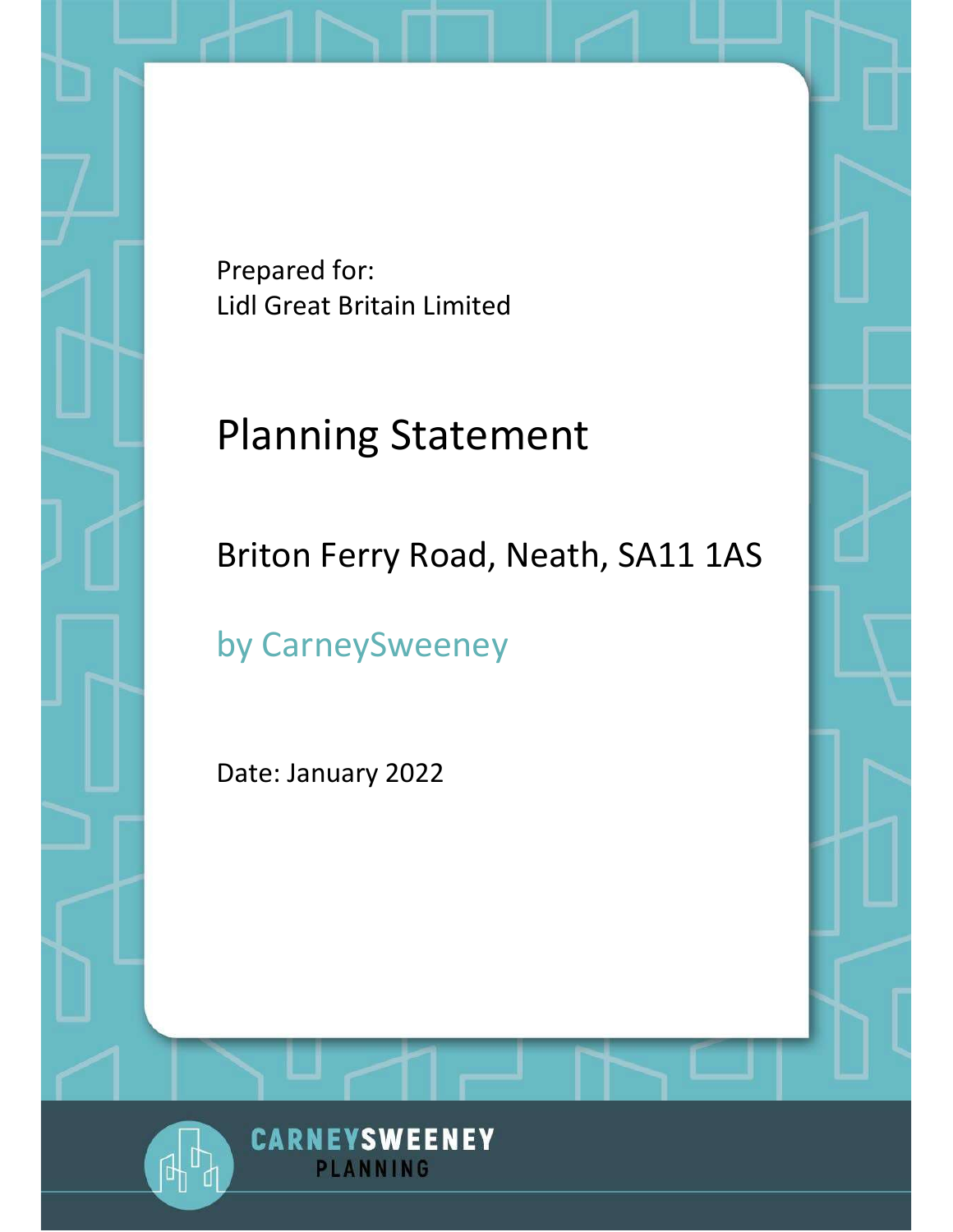Prepared for:
Lidl Great Britain Limited

# Planning Statement

## Briton Ferry Road, Neath, SA11 1AS

by CarneySweeney

Date: January 2022

CARNEYSWEENEY
PLANNING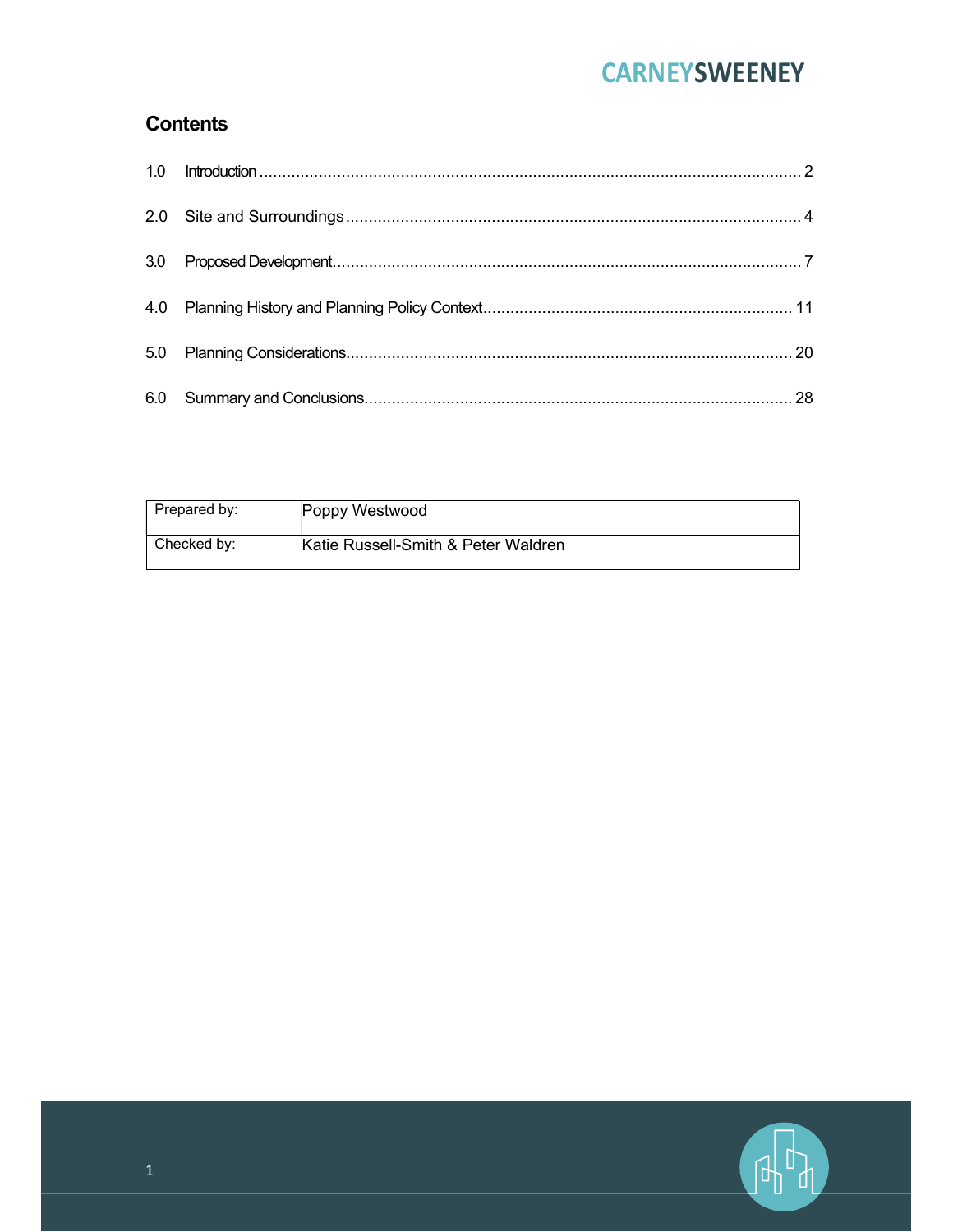## Contents

1.0 Introduction ........................................................................................................................ 2

2.0 Site and Surroundings ...................................................................................................... 4

3.0 Proposed Development ...................................................................................................... 7

4.0 Planning History and Planning Policy Context .................................................................... 11

5.0 Planning Considerations .................................................................................................... 20

6.0 Summary and Conclusions ................................................................................................ 28

| | |
|---|---|
| Prepared by: | Poppy Westwood |
| Checked by: | Katie Russell-Smith & Peter Waldren |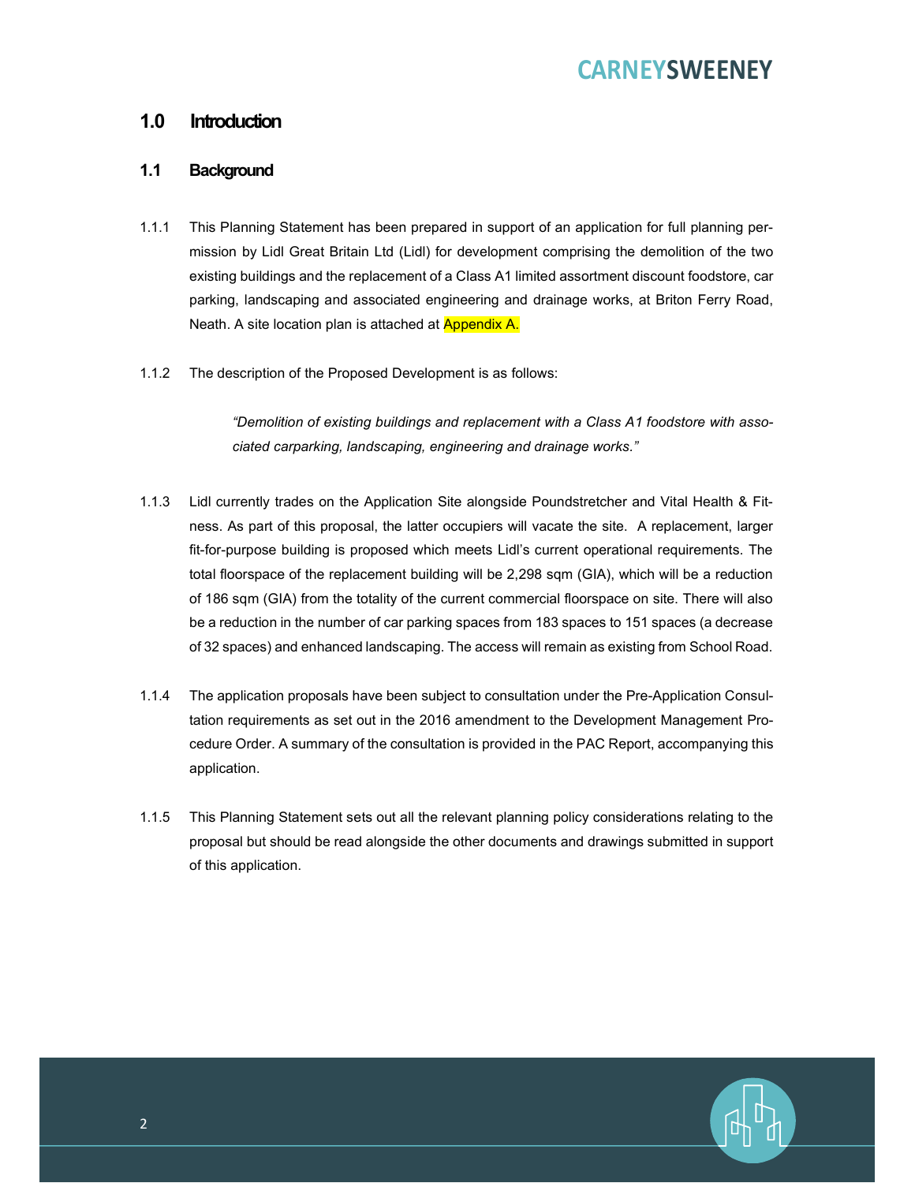# 1.0 Introduction

## 1.1 Background

1.1.1 This Planning Statement has been prepared in support of an application for full planning permission by Lidl Great Britain Ltd (Lidl) for development comprising the demolition of the two existing buildings and the replacement of a Class A1 limited assortment discount foodstore, car parking, landscaping and associated engineering and drainage works, at Briton Ferry Road, Neath. A site location plan is attached at Appendix A.

1.1.2 The description of the Proposed Development is as follows:

> *"Demolition of existing buildings and replacement with a Class A1 foodstore with associated carparking, landscaping, engineering and drainage works."*

1.1.3 Lidl currently trades on the Application Site alongside Poundstretcher and Vital Health & Fitness. As part of this proposal, the latter occupiers will vacate the site. A replacement, larger fit-for-purpose building is proposed which meets Lidl's current operational requirements. The total floorspace of the replacement building will be 2,298 sqm (GIA), which will be a reduction of 186 sqm (GIA) from the totality of the current commercial floorspace on site. There will also be a reduction in the number of car parking spaces from 183 spaces to 151 spaces (a decrease of 32 spaces) and enhanced landscaping. The access will remain as existing from School Road.

1.1.4 The application proposals have been subject to consultation under the Pre-Application Consultation requirements as set out in the 2016 amendment to the Development Management Procedure Order. A summary of the consultation is provided in the PAC Report, accompanying this application.

1.1.5 This Planning Statement sets out all the relevant planning policy considerations relating to the proposal but should be read alongside the other documents and drawings submitted in support of this application.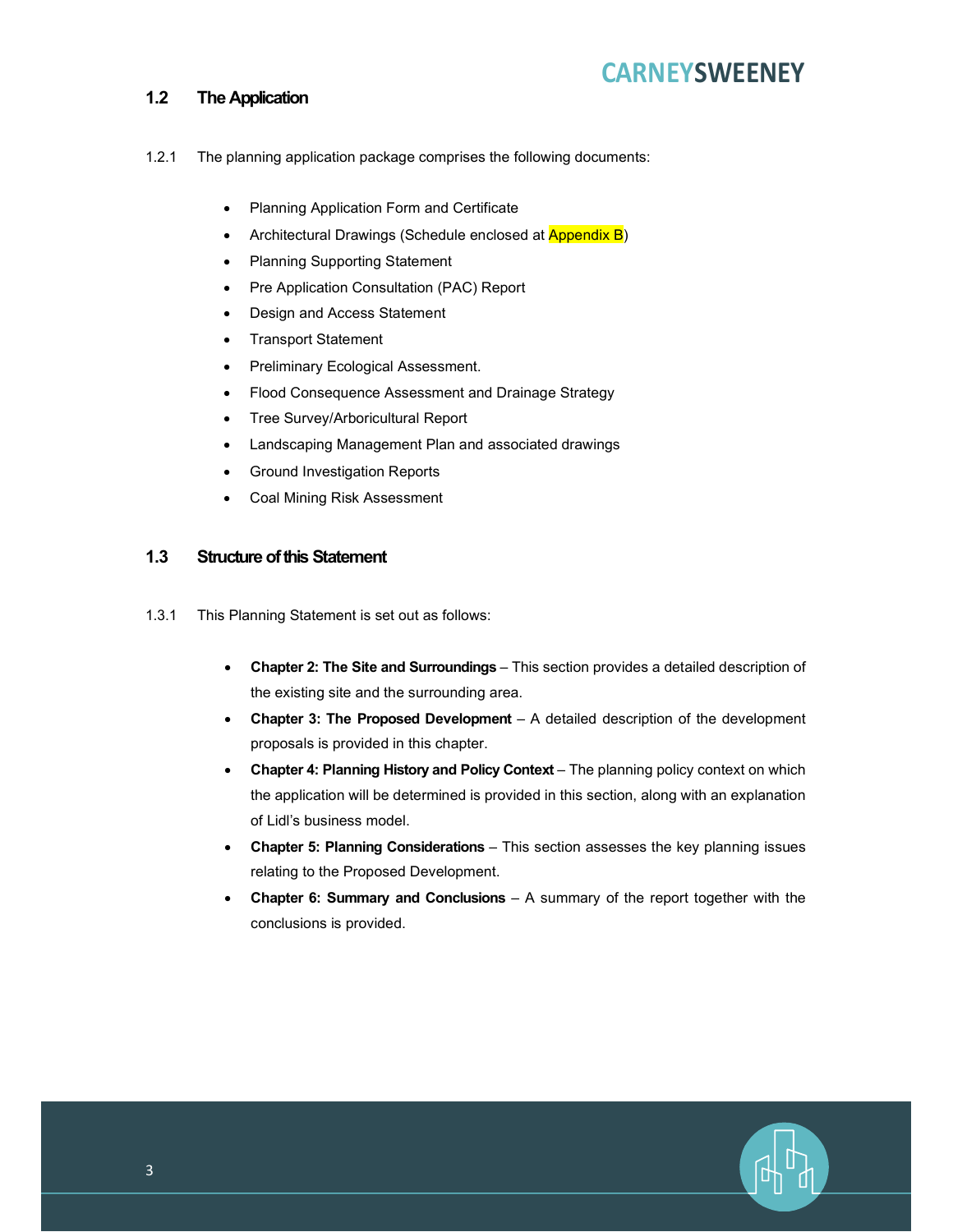## 1.2 The Application

1.2.1 The planning application package comprises the following documents:

- Planning Application Form and Certificate
- Architectural Drawings (Schedule enclosed at Appendix B)
- Planning Supporting Statement
- Pre Application Consultation (PAC) Report
- Design and Access Statement
- Transport Statement
- Preliminary Ecological Assessment.
- Flood Consequence Assessment and Drainage Strategy
- Tree Survey/Arboricultural Report
- Landscaping Management Plan and associated drawings
- Ground Investigation Reports
- Coal Mining Risk Assessment

## 1.3 Structure of this Statement

1.3.1 This Planning Statement is set out as follows:

- **Chapter 2: The Site and Surroundings** – This section provides a detailed description of the existing site and the surrounding area.
- **Chapter 3: The Proposed Development** – A detailed description of the development proposals is provided in this chapter.
- **Chapter 4: Planning History and Policy Context** – The planning policy context on which the application will be determined is provided in this section, along with an explanation of Lidl's business model.
- **Chapter 5: Planning Considerations** – This section assesses the key planning issues relating to the Proposed Development.
- **Chapter 6: Summary and Conclusions** – A summary of the report together with the conclusions is provided.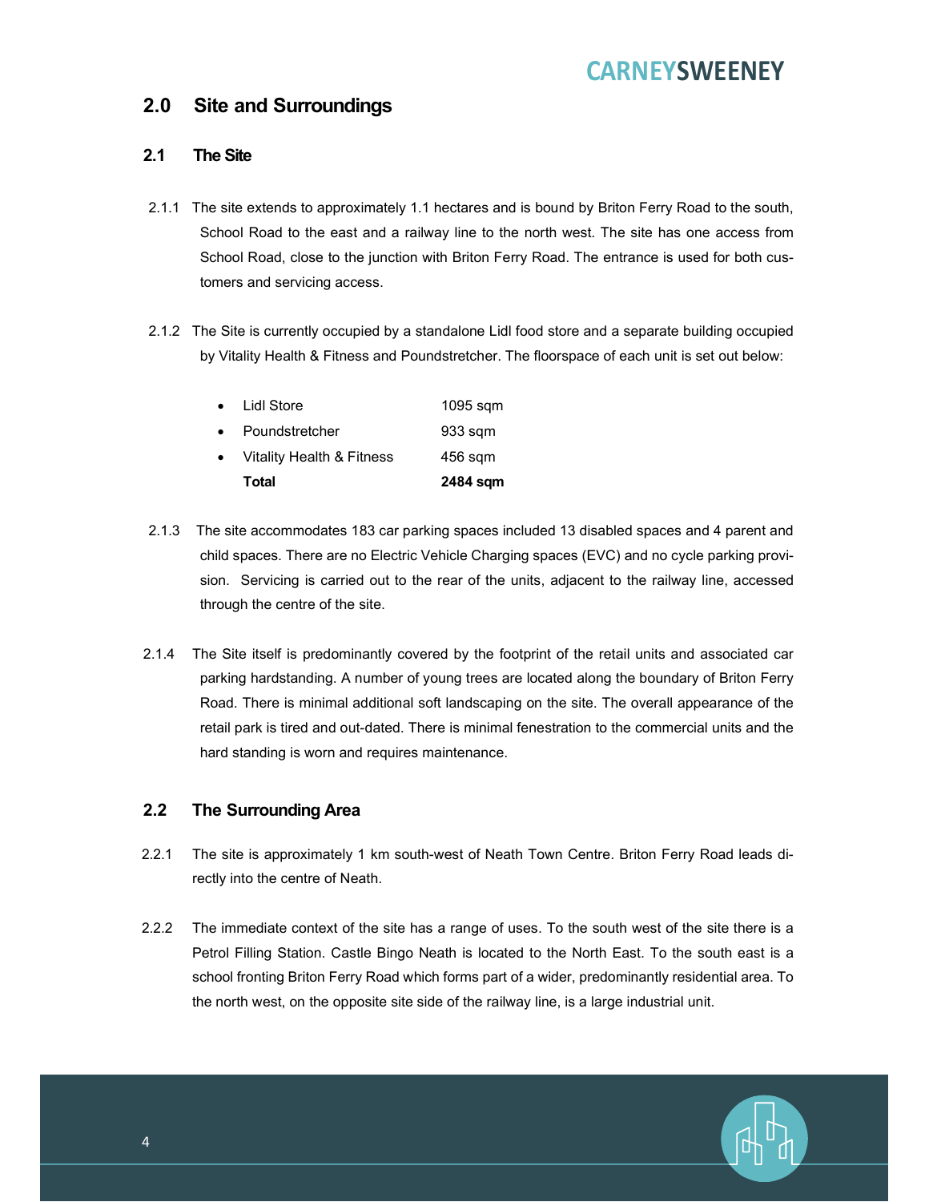## 2.0 Site and Surroundings

### 2.1 The Site

2.1.1 The site extends to approximately 1.1 hectares and is bound by Briton Ferry Road to the south, School Road to the east and a railway line to the north west. The site has one access from School Road, close to the junction with Briton Ferry Road. The entrance is used for both customers and servicing access.

2.1.2 The Site is currently occupied by a standalone Lidl food store and a separate building occupied by Vitality Health & Fitness and Poundstretcher. The floorspace of each unit is set out below:

| | |
|---|---|
| • Lidl Store | 1095 sqm |
| • Poundstretcher | 933 sqm |
| • Vitality Health & Fitness | 456 sqm |
| **Total** | **2484 sqm** |

2.1.3 The site accommodates 183 car parking spaces included 13 disabled spaces and 4 parent and child spaces. There are no Electric Vehicle Charging spaces (EVC) and no cycle parking provision. Servicing is carried out to the rear of the units, adjacent to the railway line, accessed through the centre of the site.

2.1.4 The Site itself is predominantly covered by the footprint of the retail units and associated car parking hardstanding. A number of young trees are located along the boundary of Briton Ferry Road. There is minimal additional soft landscaping on the site. The overall appearance of the retail park is tired and out-dated. There is minimal fenestration to the commercial units and the hard standing is worn and requires maintenance.

### 2.2 The Surrounding Area

2.2.1 The site is approximately 1 km south-west of Neath Town Centre. Briton Ferry Road leads directly into the centre of Neath.

2.2.2 The immediate context of the site has a range of uses. To the south west of the site there is a Petrol Filling Station. Castle Bingo Neath is located to the North East. To the south east is a school fronting Briton Ferry Road which forms part of a wider, predominantly residential area. To the north west, on the opposite site side of the railway line, is a large industrial unit.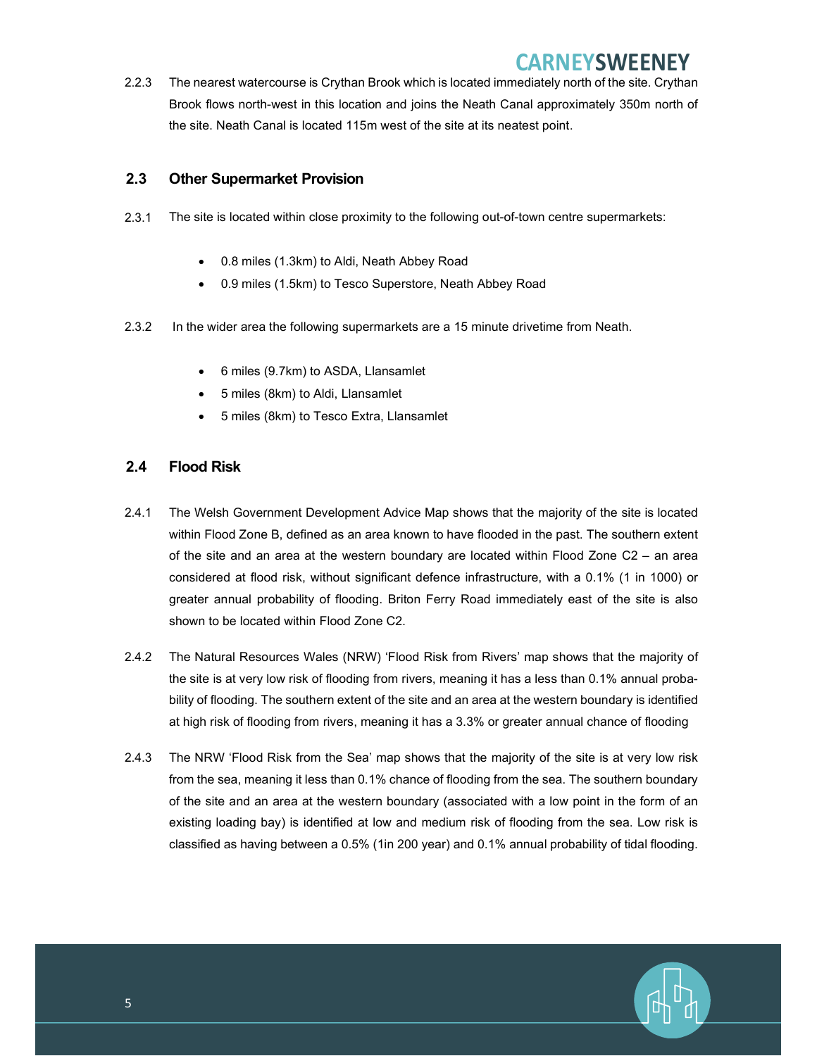2.2.3 The nearest watercourse is Crythan Brook which is located immediately north of the site. Crythan Brook flows north-west in this location and joins the Neath Canal approximately 350m north of the site. Neath Canal is located 115m west of the site at its neatest point.

## 2.3 Other Supermarket Provision

2.3.1 The site is located within close proximity to the following out-of-town centre supermarkets:

- 0.8 miles (1.3km) to Aldi, Neath Abbey Road
- 0.9 miles (1.5km) to Tesco Superstore, Neath Abbey Road

2.3.2 In the wider area the following supermarkets are a 15 minute drivetime from Neath.

- 6 miles (9.7km) to ASDA, Llansamlet
- 5 miles (8km) to Aldi, Llansamlet
- 5 miles (8km) to Tesco Extra, Llansamlet

## 2.4 Flood Risk

2.4.1 The Welsh Government Development Advice Map shows that the majority of the site is located within Flood Zone B, defined as an area known to have flooded in the past. The southern extent of the site and an area at the western boundary are located within Flood Zone C2 – an area considered at flood risk, without significant defence infrastructure, with a 0.1% (1 in 1000) or greater annual probability of flooding. Briton Ferry Road immediately east of the site is also shown to be located within Flood Zone C2.

2.4.2 The Natural Resources Wales (NRW) 'Flood Risk from Rivers' map shows that the majority of the site is at very low risk of flooding from rivers, meaning it has a less than 0.1% annual probability of flooding. The southern extent of the site and an area at the western boundary is identified at high risk of flooding from rivers, meaning it has a 3.3% or greater annual chance of flooding

2.4.3 The NRW 'Flood Risk from the Sea' map shows that the majority of the site is at very low risk from the sea, meaning it less than 0.1% chance of flooding from the sea. The southern boundary of the site and an area at the western boundary (associated with a low point in the form of an existing loading bay) is identified at low and medium risk of flooding from the sea. Low risk is classified as having between a 0.5% (1in 200 year) and 0.1% annual probability of tidal flooding.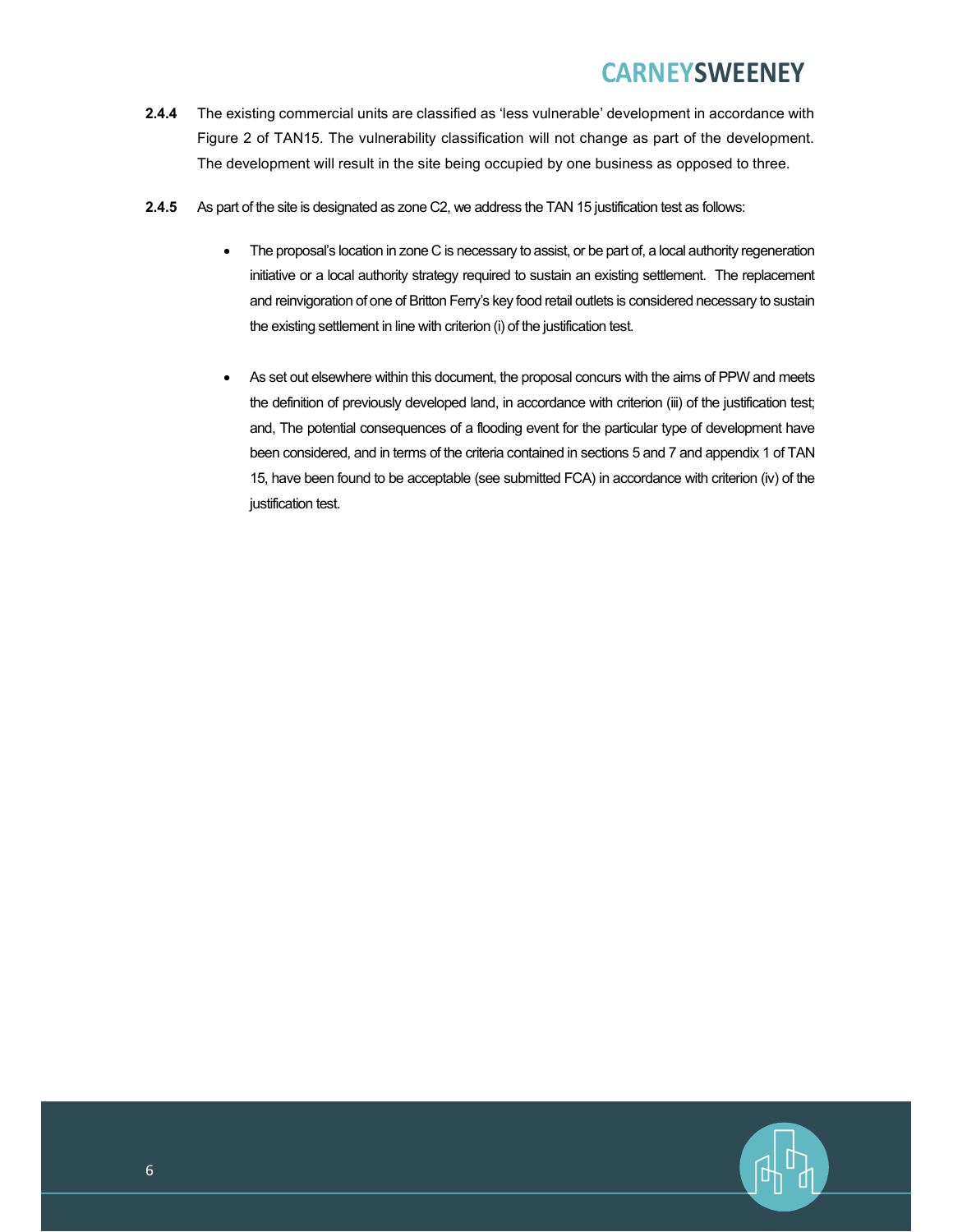**2.4.4** The existing commercial units are classified as 'less vulnerable' development in accordance with Figure 2 of TAN15. The vulnerability classification will not change as part of the development. The development will result in the site being occupied by one business as opposed to three.

**2.4.5** As part of the site is designated as zone C2, we address the TAN 15 justification test as follows:

- The proposal's location in zone C is necessary to assist, or be part of, a local authority regeneration initiative or a local authority strategy required to sustain an existing settlement. The replacement and reinvigoration of one of Britton Ferry's key food retail outlets is considered necessary to sustain the existing settlement in line with criterion (i) of the justification test.

- As set out elsewhere within this document, the proposal concurs with the aims of PPW and meets the definition of previously developed land, in accordance with criterion (iii) of the justification test; and, The potential consequences of a flooding event for the particular type of development have been considered, and in terms of the criteria contained in sections 5 and 7 and appendix 1 of TAN 15, have been found to be acceptable (see submitted FCA) in accordance with criterion (iv) of the justification test.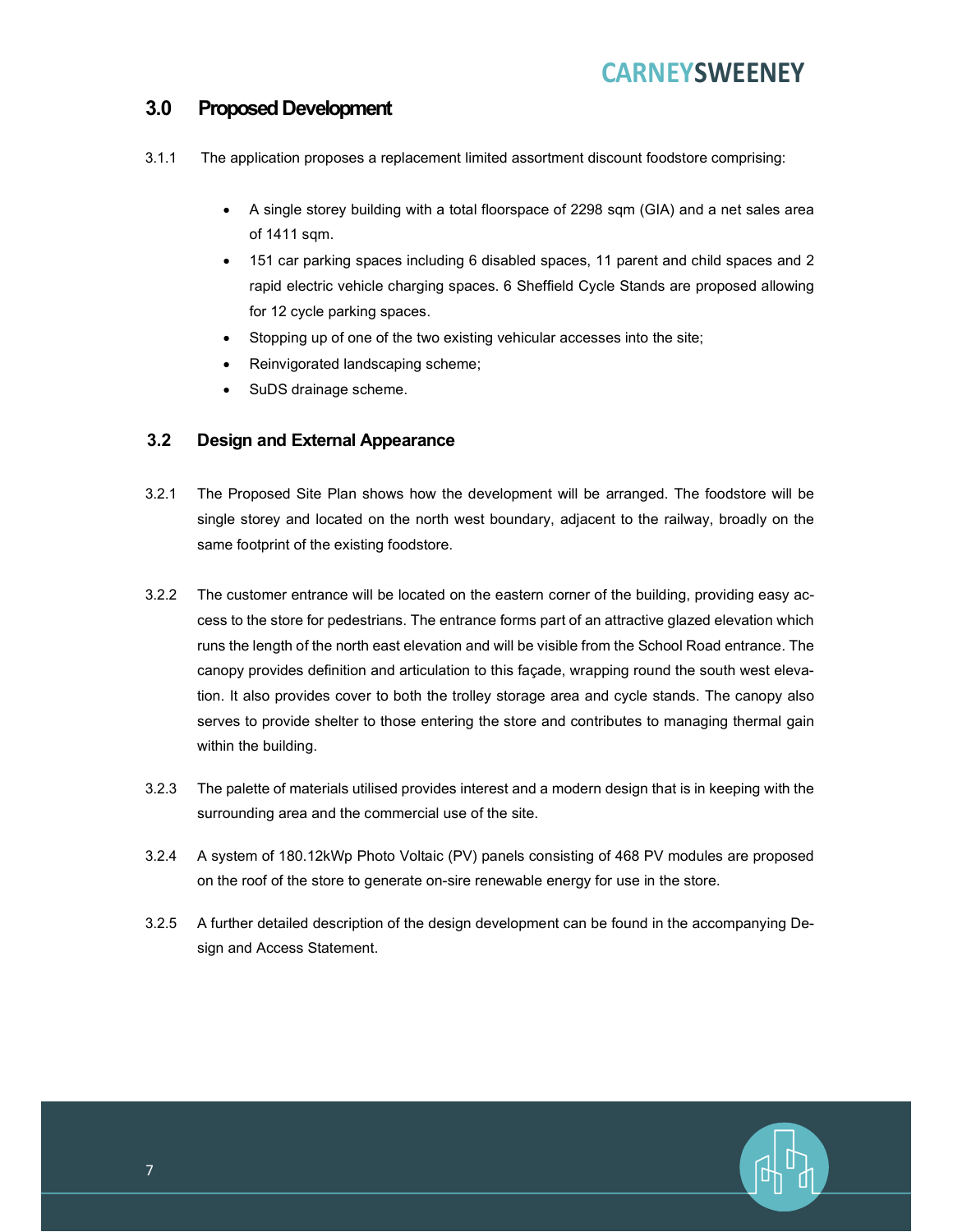## 3.0 Proposed Development

3.1.1 The application proposes a replacement limited assortment discount foodstore comprising:

- A single storey building with a total floorspace of 2298 sqm (GIA) and a net sales area of 1411 sqm.
- 151 car parking spaces including 6 disabled spaces, 11 parent and child spaces and 2 rapid electric vehicle charging spaces. 6 Sheffield Cycle Stands are proposed allowing for 12 cycle parking spaces.
- Stopping up of one of the two existing vehicular accesses into the site;
- Reinvigorated landscaping scheme;
- SuDS drainage scheme.

### 3.2 Design and External Appearance

3.2.1 The Proposed Site Plan shows how the development will be arranged. The foodstore will be single storey and located on the north west boundary, adjacent to the railway, broadly on the same footprint of the existing foodstore.

3.2.2 The customer entrance will be located on the eastern corner of the building, providing easy access to the store for pedestrians. The entrance forms part of an attractive glazed elevation which runs the length of the north east elevation and will be visible from the School Road entrance. The canopy provides definition and articulation to this façade, wrapping round the south west elevation. It also provides cover to both the trolley storage area and cycle stands. The canopy also serves to provide shelter to those entering the store and contributes to managing thermal gain within the building.

3.2.3 The palette of materials utilised provides interest and a modern design that is in keeping with the surrounding area and the commercial use of the site.

3.2.4 A system of 180.12kWp Photo Voltaic (PV) panels consisting of 468 PV modules are proposed on the roof of the store to generate on-sire renewable energy for use in the store.

3.2.5 A further detailed description of the design development can be found in the accompanying Design and Access Statement.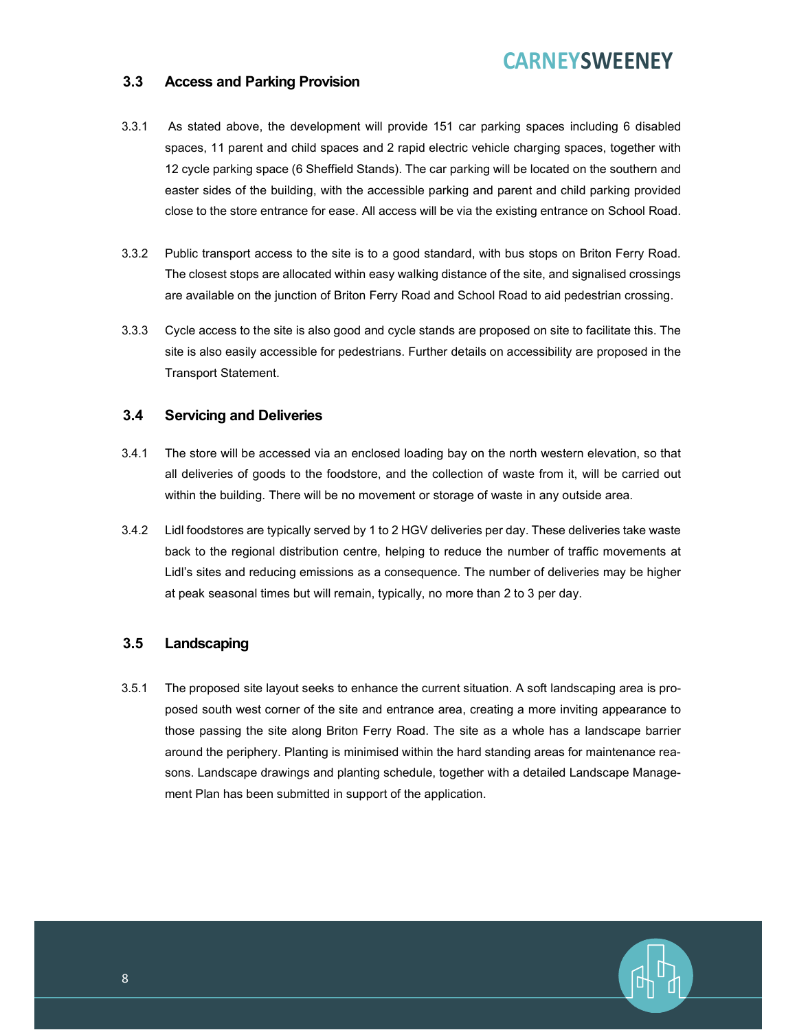### 3.3 Access and Parking Provision

3.3.1 As stated above, the development will provide 151 car parking spaces including 6 disabled spaces, 11 parent and child spaces and 2 rapid electric vehicle charging spaces, together with 12 cycle parking space (6 Sheffield Stands). The car parking will be located on the southern and easter sides of the building, with the accessible parking and parent and child parking provided close to the store entrance for ease. All access will be via the existing entrance on School Road.

3.3.2 Public transport access to the site is to a good standard, with bus stops on Briton Ferry Road. The closest stops are allocated within easy walking distance of the site, and signalised crossings are available on the junction of Briton Ferry Road and School Road to aid pedestrian crossing.

3.3.3 Cycle access to the site is also good and cycle stands are proposed on site to facilitate this. The site is also easily accessible for pedestrians. Further details on accessibility are proposed in the Transport Statement.

### 3.4 Servicing and Deliveries

3.4.1 The store will be accessed via an enclosed loading bay on the north western elevation, so that all deliveries of goods to the foodstore, and the collection of waste from it, will be carried out within the building. There will be no movement or storage of waste in any outside area.

3.4.2 Lidl foodstores are typically served by 1 to 2 HGV deliveries per day. These deliveries take waste back to the regional distribution centre, helping to reduce the number of traffic movements at Lidl's sites and reducing emissions as a consequence. The number of deliveries may be higher at peak seasonal times but will remain, typically, no more than 2 to 3 per day.

### 3.5 Landscaping

3.5.1 The proposed site layout seeks to enhance the current situation. A soft landscaping area is proposed south west corner of the site and entrance area, creating a more inviting appearance to those passing the site along Briton Ferry Road. The site as a whole has a landscape barrier around the periphery. Planting is minimised within the hard standing areas for maintenance reasons. Landscape drawings and planting schedule, together with a detailed Landscape Management Plan has been submitted in support of the application.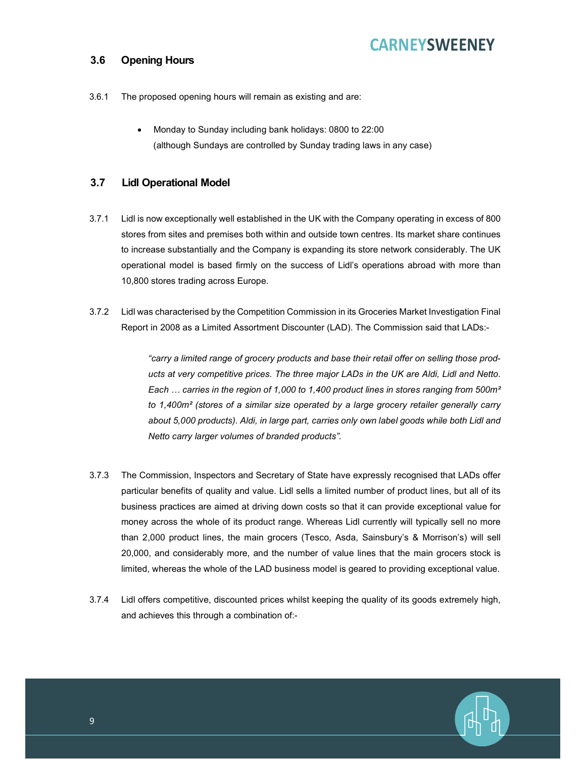### 3.6 Opening Hours

3.6.1 The proposed opening hours will remain as existing and are:

- Monday to Sunday including bank holidays: 0800 to 22:00
  (although Sundays are controlled by Sunday trading laws in any case)

### 3.7 Lidl Operational Model

3.7.1 Lidl is now exceptionally well established in the UK with the Company operating in excess of 800 stores from sites and premises both within and outside town centres. Its market share continues to increase substantially and the Company is expanding its store network considerably. The UK operational model is based firmly on the success of Lidl's operations abroad with more than 10,800 stores trading across Europe.

3.7.2 Lidl was characterised by the Competition Commission in its Groceries Market Investigation Final Report in 2008 as a Limited Assortment Discounter (LAD). The Commission said that LADs:-

> *"carry a limited range of grocery products and base their retail offer on selling those products at very competitive prices. The three major LADs in the UK are Aldi, Lidl and Netto. Each … carries in the region of 1,000 to 1,400 product lines in stores ranging from 500m² to 1,400m² (stores of a similar size operated by a large grocery retailer generally carry about 5,000 products). Aldi, in large part, carries only own label goods while both Lidl and Netto carry larger volumes of branded products".*

3.7.3 The Commission, Inspectors and Secretary of State have expressly recognised that LADs offer particular benefits of quality and value. Lidl sells a limited number of product lines, but all of its business practices are aimed at driving down costs so that it can provide exceptional value for money across the whole of its product range. Whereas Lidl currently will typically sell no more than 2,000 product lines, the main grocers (Tesco, Asda, Sainsbury's & Morrison's) will sell 20,000, and considerably more, and the number of value lines that the main grocers stock is limited, whereas the whole of the LAD business model is geared to providing exceptional value.

3.7.4 Lidl offers competitive, discounted prices whilst keeping the quality of its goods extremely high, and achieves this through a combination of:-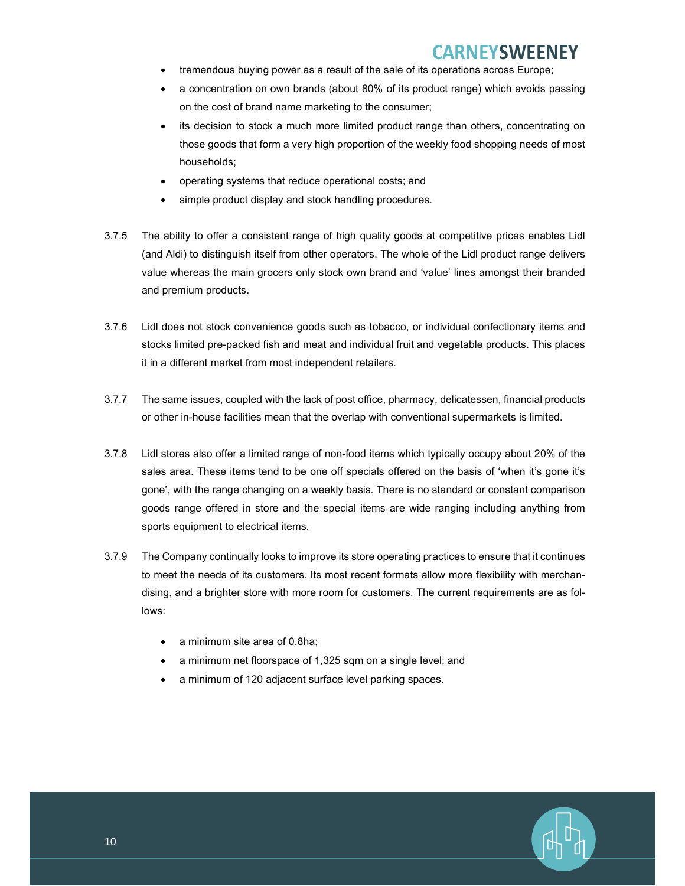- tremendous buying power as a result of the sale of its operations across Europe;
- a concentration on own brands (about 80% of its product range) which avoids passing on the cost of brand name marketing to the consumer;
- its decision to stock a much more limited product range than others, concentrating on those goods that form a very high proportion of the weekly food shopping needs of most households;
- operating systems that reduce operational costs; and
- simple product display and stock handling procedures.

3.7.5 The ability to offer a consistent range of high quality goods at competitive prices enables Lidl (and Aldi) to distinguish itself from other operators. The whole of the Lidl product range delivers value whereas the main grocers only stock own brand and 'value' lines amongst their branded and premium products.

3.7.6 Lidl does not stock convenience goods such as tobacco, or individual confectionary items and stocks limited pre-packed fish and meat and individual fruit and vegetable products. This places it in a different market from most independent retailers.

3.7.7 The same issues, coupled with the lack of post office, pharmacy, delicatessen, financial products or other in-house facilities mean that the overlap with conventional supermarkets is limited.

3.7.8 Lidl stores also offer a limited range of non-food items which typically occupy about 20% of the sales area. These items tend to be one off specials offered on the basis of 'when it's gone it's gone', with the range changing on a weekly basis. There is no standard or constant comparison goods range offered in store and the special items are wide ranging including anything from sports equipment to electrical items.

3.7.9 The Company continually looks to improve its store operating practices to ensure that it continues to meet the needs of its customers. Its most recent formats allow more flexibility with merchandising, and a brighter store with more room for customers. The current requirements are as follows:

- a minimum site area of 0.8ha;
- a minimum net floorspace of 1,325 sqm on a single level; and
- a minimum of 120 adjacent surface level parking spaces.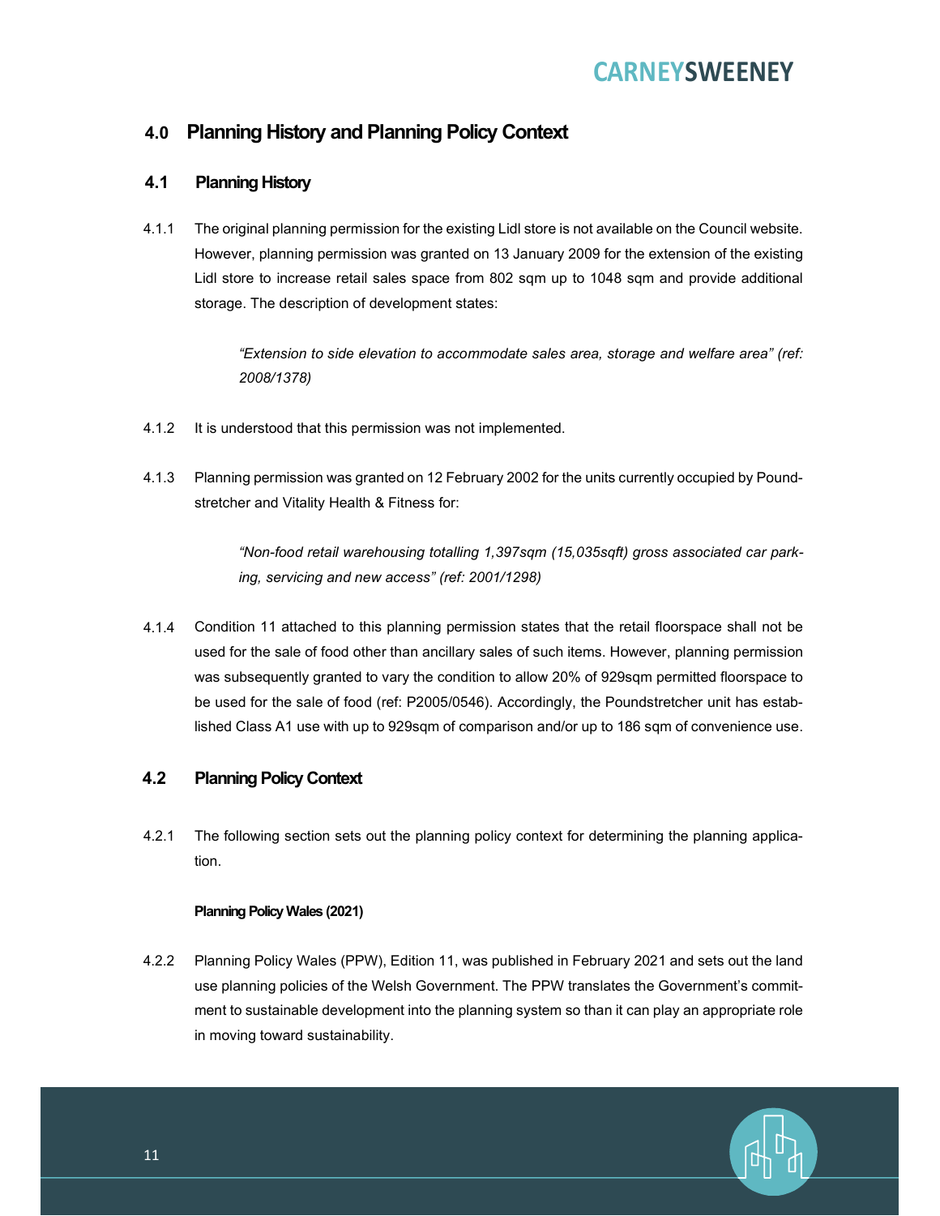## 4.0 Planning History and Planning Policy Context

### 4.1 Planning History

4.1.1 The original planning permission for the existing Lidl store is not available on the Council website. However, planning permission was granted on 13 January 2009 for the extension of the existing Lidl store to increase retail sales space from 802 sqm up to 1048 sqm and provide additional storage. The description of development states:

> *"Extension to side elevation to accommodate sales area, storage and welfare area" (ref: 2008/1378)*

4.1.2 It is understood that this permission was not implemented.

4.1.3 Planning permission was granted on 12 February 2002 for the units currently occupied by Poundstretcher and Vitality Health & Fitness for:

> *"Non-food retail warehousing totalling 1,397sqm (15,035sqft) gross associated car parking, servicing and new access" (ref: 2001/1298)*

4.1.4 Condition 11 attached to this planning permission states that the retail floorspace shall not be used for the sale of food other than ancillary sales of such items. However, planning permission was subsequently granted to vary the condition to allow 20% of 929sqm permitted floorspace to be used for the sale of food (ref: P2005/0546). Accordingly, the Poundstretcher unit has established Class A1 use with up to 929sqm of comparison and/or up to 186 sqm of convenience use.

### 4.2 Planning Policy Context

4.2.1 The following section sets out the planning policy context for determining the planning application.

#### Planning Policy Wales (2021)

4.2.2 Planning Policy Wales (PPW), Edition 11, was published in February 2021 and sets out the land use planning policies of the Welsh Government. The PPW translates the Government's commitment to sustainable development into the planning system so than it can play an appropriate role in moving toward sustainability.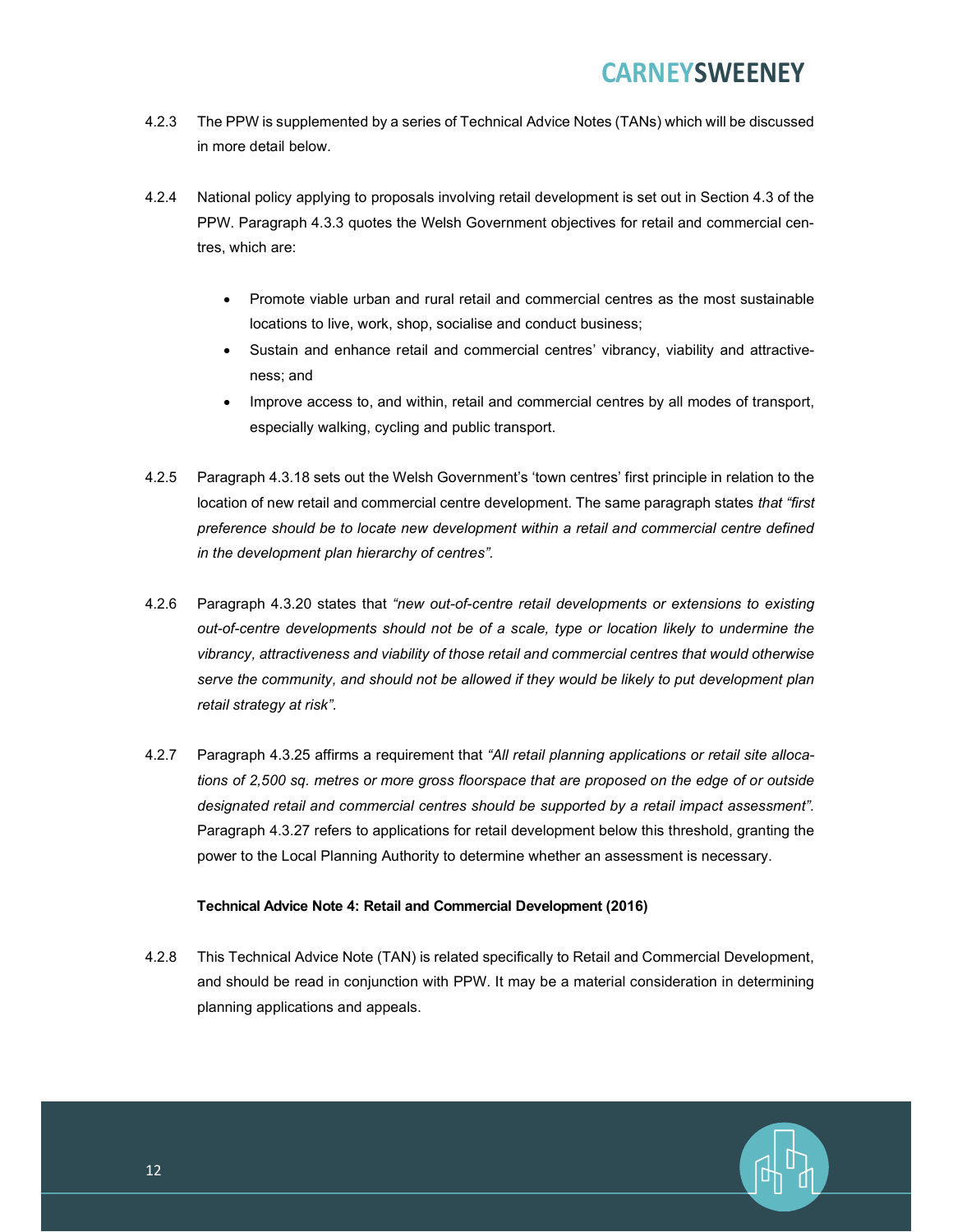4.2.3 The PPW is supplemented by a series of Technical Advice Notes (TANs) which will be discussed in more detail below.

4.2.4 National policy applying to proposals involving retail development is set out in Section 4.3 of the PPW. Paragraph 4.3.3 quotes the Welsh Government objectives for retail and commercial centres, which are:

- Promote viable urban and rural retail and commercial centres as the most sustainable locations to live, work, shop, socialise and conduct business;
- Sustain and enhance retail and commercial centres' vibrancy, viability and attractiveness; and
- Improve access to, and within, retail and commercial centres by all modes of transport, especially walking, cycling and public transport.

4.2.5 Paragraph 4.3.18 sets out the Welsh Government's 'town centres' first principle in relation to the location of new retail and commercial centre development. The same paragraph states *that "first preference should be to locate new development within a retail and commercial centre defined in the development plan hierarchy of centres".*

4.2.6 Paragraph 4.3.20 states that *"new out-of-centre retail developments or extensions to existing out-of-centre developments should not be of a scale, type or location likely to undermine the vibrancy, attractiveness and viability of those retail and commercial centres that would otherwise serve the community, and should not be allowed if they would be likely to put development plan retail strategy at risk".*

4.2.7 Paragraph 4.3.25 affirms a requirement that *"All retail planning applications or retail site allocations of 2,500 sq. metres or more gross floorspace that are proposed on the edge of or outside designated retail and commercial centres should be supported by a retail impact assessment".* Paragraph 4.3.27 refers to applications for retail development below this threshold, granting the power to the Local Planning Authority to determine whether an assessment is necessary.

**Technical Advice Note 4: Retail and Commercial Development (2016)**

4.2.8 This Technical Advice Note (TAN) is related specifically to Retail and Commercial Development, and should be read in conjunction with PPW. It may be a material consideration in determining planning applications and appeals.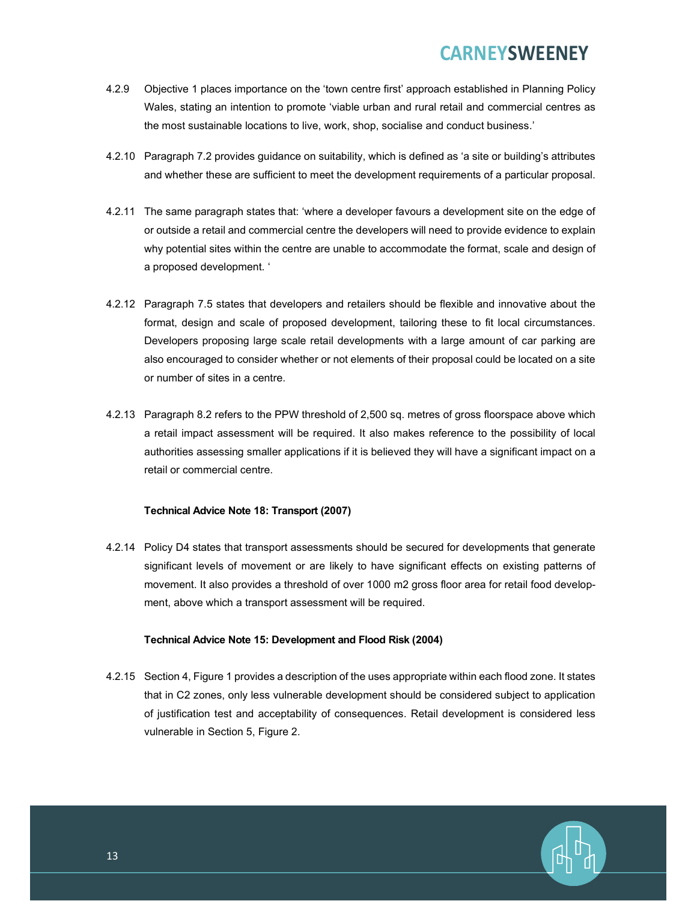4.2.9 Objective 1 places importance on the 'town centre first' approach established in Planning Policy Wales, stating an intention to promote 'viable urban and rural retail and commercial centres as the most sustainable locations to live, work, shop, socialise and conduct business.'

4.2.10 Paragraph 7.2 provides guidance on suitability, which is defined as 'a site or building's attributes and whether these are sufficient to meet the development requirements of a particular proposal.

4.2.11 The same paragraph states that: 'where a developer favours a development site on the edge of or outside a retail and commercial centre the developers will need to provide evidence to explain why potential sites within the centre are unable to accommodate the format, scale and design of a proposed development. '

4.2.12 Paragraph 7.5 states that developers and retailers should be flexible and innovative about the format, design and scale of proposed development, tailoring these to fit local circumstances. Developers proposing large scale retail developments with a large amount of car parking are also encouraged to consider whether or not elements of their proposal could be located on a site or number of sites in a centre.

4.2.13 Paragraph 8.2 refers to the PPW threshold of 2,500 sq. metres of gross floorspace above which a retail impact assessment will be required. It also makes reference to the possibility of local authorities assessing smaller applications if it is believed they will have a significant impact on a retail or commercial centre.

**Technical Advice Note 18: Transport (2007)**

4.2.14 Policy D4 states that transport assessments should be secured for developments that generate significant levels of movement or are likely to have significant effects on existing patterns of movement. It also provides a threshold of over 1000 m2 gross floor area for retail food development, above which a transport assessment will be required.

**Technical Advice Note 15: Development and Flood Risk (2004)**

4.2.15 Section 4, Figure 1 provides a description of the uses appropriate within each flood zone. It states that in C2 zones, only less vulnerable development should be considered subject to application of justification test and acceptability of consequences. Retail development is considered less vulnerable in Section 5, Figure 2.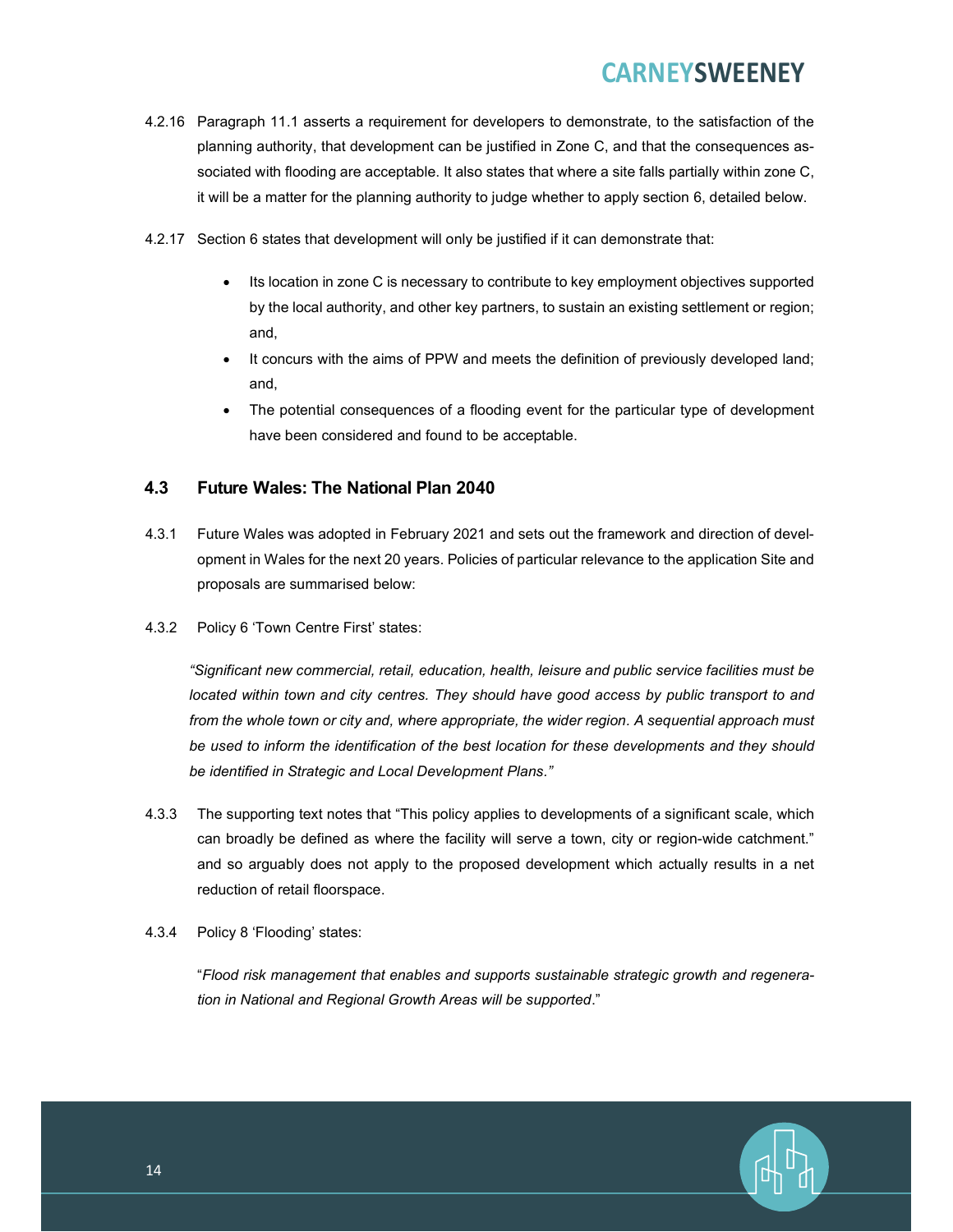4.2.16 Paragraph 11.1 asserts a requirement for developers to demonstrate, to the satisfaction of the planning authority, that development can be justified in Zone C, and that the consequences associated with flooding are acceptable. It also states that where a site falls partially within zone C, it will be a matter for the planning authority to judge whether to apply section 6, detailed below.

4.2.17 Section 6 states that development will only be justified if it can demonstrate that:

- Its location in zone C is necessary to contribute to key employment objectives supported by the local authority, and other key partners, to sustain an existing settlement or region; and,
- It concurs with the aims of PPW and meets the definition of previously developed land; and,
- The potential consequences of a flooding event for the particular type of development have been considered and found to be acceptable.

## 4.3 Future Wales: The National Plan 2040

4.3.1 Future Wales was adopted in February 2021 and sets out the framework and direction of development in Wales for the next 20 years. Policies of particular relevance to the application Site and proposals are summarised below:

4.3.2 Policy 6 'Town Centre First' states:

*"Significant new commercial, retail, education, health, leisure and public service facilities must be located within town and city centres. They should have good access by public transport to and from the whole town or city and, where appropriate, the wider region. A sequential approach must be used to inform the identification of the best location for these developments and they should be identified in Strategic and Local Development Plans."*

4.3.3 The supporting text notes that "This policy applies to developments of a significant scale, which can broadly be defined as where the facility will serve a town, city or region-wide catchment." and so arguably does not apply to the proposed development which actually results in a net reduction of retail floorspace.

4.3.4 Policy 8 'Flooding' states:

"*Flood risk management that enables and supports sustainable strategic growth and regeneration in National and Regional Growth Areas will be supported*."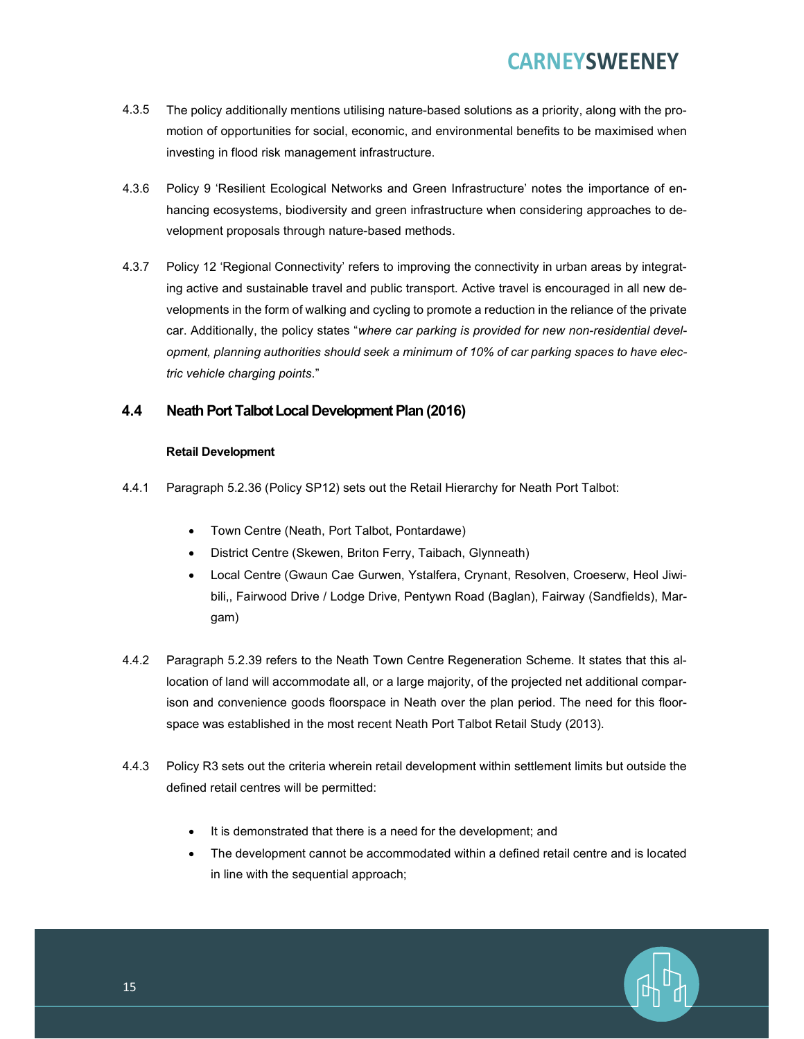4.3.5 The policy additionally mentions utilising nature-based solutions as a priority, along with the promotion of opportunities for social, economic, and environmental benefits to be maximised when investing in flood risk management infrastructure.

4.3.6 Policy 9 'Resilient Ecological Networks and Green Infrastructure' notes the importance of enhancing ecosystems, biodiversity and green infrastructure when considering approaches to development proposals through nature-based methods.

4.3.7 Policy 12 'Regional Connectivity' refers to improving the connectivity in urban areas by integrating active and sustainable travel and public transport. Active travel is encouraged in all new developments in the form of walking and cycling to promote a reduction in the reliance of the private car. Additionally, the policy states "*where car parking is provided for new non-residential development, planning authorities should seek a minimum of 10% of car parking spaces to have electric vehicle charging points*."

## 4.4 Neath Port Talbot Local Development Plan (2016)

**Retail Development**

4.4.1 Paragraph 5.2.36 (Policy SP12) sets out the Retail Hierarchy for Neath Port Talbot:

- Town Centre (Neath, Port Talbot, Pontardawe)
- District Centre (Skewen, Briton Ferry, Taibach, Glynneath)
- Local Centre (Gwaun Cae Gurwen, Ystalfera, Crynant, Resolven, Croeserw, Heol Jiwibili,, Fairwood Drive / Lodge Drive, Pentywn Road (Baglan), Fairway (Sandfields), Margam)

4.4.2 Paragraph 5.2.39 refers to the Neath Town Centre Regeneration Scheme. It states that this allocation of land will accommodate all, or a large majority, of the projected net additional comparison and convenience goods floorspace in Neath over the plan period. The need for this floorspace was established in the most recent Neath Port Talbot Retail Study (2013).

4.4.3 Policy R3 sets out the criteria wherein retail development within settlement limits but outside the defined retail centres will be permitted:

- It is demonstrated that there is a need for the development; and
- The development cannot be accommodated within a defined retail centre and is located in line with the sequential approach;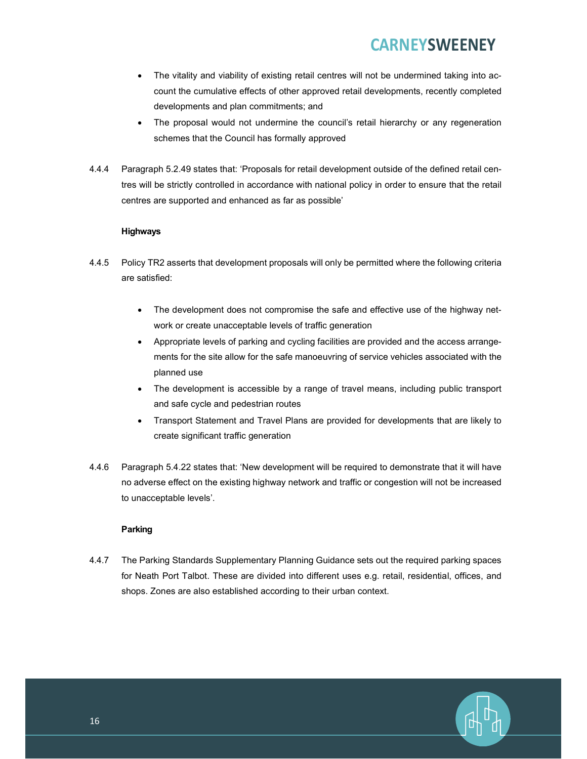- The vitality and viability of existing retail centres will not be undermined taking into account the cumulative effects of other approved retail developments, recently completed developments and plan commitments; and
- The proposal would not undermine the council's retail hierarchy or any regeneration schemes that the Council has formally approved

4.4.4 Paragraph 5.2.49 states that: 'Proposals for retail development outside of the defined retail centres will be strictly controlled in accordance with national policy in order to ensure that the retail centres are supported and enhanced as far as possible'

**Highways**

4.4.5 Policy TR2 asserts that development proposals will only be permitted where the following criteria are satisfied:

- The development does not compromise the safe and effective use of the highway network or create unacceptable levels of traffic generation
- Appropriate levels of parking and cycling facilities are provided and the access arrangements for the site allow for the safe manoeuvring of service vehicles associated with the planned use
- The development is accessible by a range of travel means, including public transport and safe cycle and pedestrian routes
- Transport Statement and Travel Plans are provided for developments that are likely to create significant traffic generation

4.4.6 Paragraph 5.4.22 states that: 'New development will be required to demonstrate that it will have no adverse effect on the existing highway network and traffic or congestion will not be increased to unacceptable levels'.

**Parking**

4.4.7 The Parking Standards Supplementary Planning Guidance sets out the required parking spaces for Neath Port Talbot. These are divided into different uses e.g. retail, residential, offices, and shops. Zones are also established according to their urban context.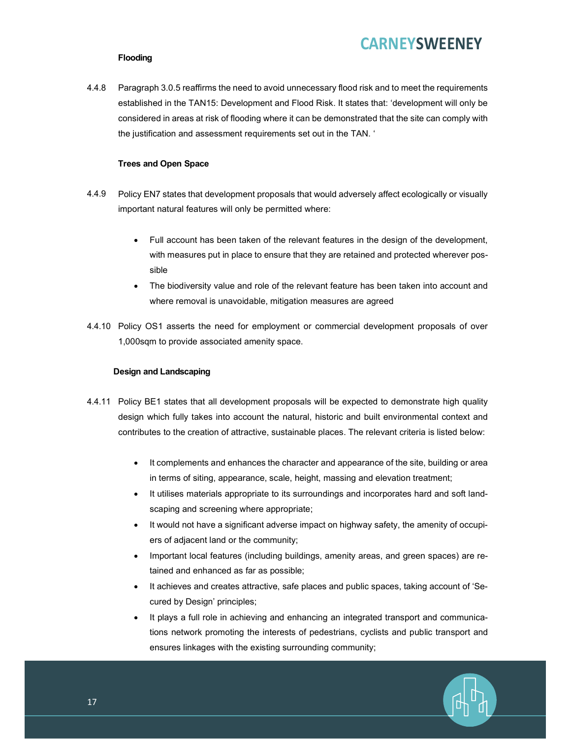**Flooding**

4.4.8 Paragraph 3.0.5 reaffirms the need to avoid unnecessary flood risk and to meet the requirements established in the TAN15: Development and Flood Risk. It states that: 'development will only be considered in areas at risk of flooding where it can be demonstrated that the site can comply with the justification and assessment requirements set out in the TAN. '

**Trees and Open Space**

4.4.9 Policy EN7 states that development proposals that would adversely affect ecologically or visually important natural features will only be permitted where:

- Full account has been taken of the relevant features in the design of the development, with measures put in place to ensure that they are retained and protected wherever possible
- The biodiversity value and role of the relevant feature has been taken into account and where removal is unavoidable, mitigation measures are agreed

4.4.10 Policy OS1 asserts the need for employment or commercial development proposals of over 1,000sqm to provide associated amenity space.

**Design and Landscaping**

4.4.11 Policy BE1 states that all development proposals will be expected to demonstrate high quality design which fully takes into account the natural, historic and built environmental context and contributes to the creation of attractive, sustainable places. The relevant criteria is listed below:

- It complements and enhances the character and appearance of the site, building or area in terms of siting, appearance, scale, height, massing and elevation treatment;
- It utilises materials appropriate to its surroundings and incorporates hard and soft landscaping and screening where appropriate;
- It would not have a significant adverse impact on highway safety, the amenity of occupiers of adjacent land or the community;
- Important local features (including buildings, amenity areas, and green spaces) are retained and enhanced as far as possible;
- It achieves and creates attractive, safe places and public spaces, taking account of 'Secured by Design' principles;
- It plays a full role in achieving and enhancing an integrated transport and communications network promoting the interests of pedestrians, cyclists and public transport and ensures linkages with the existing surrounding community;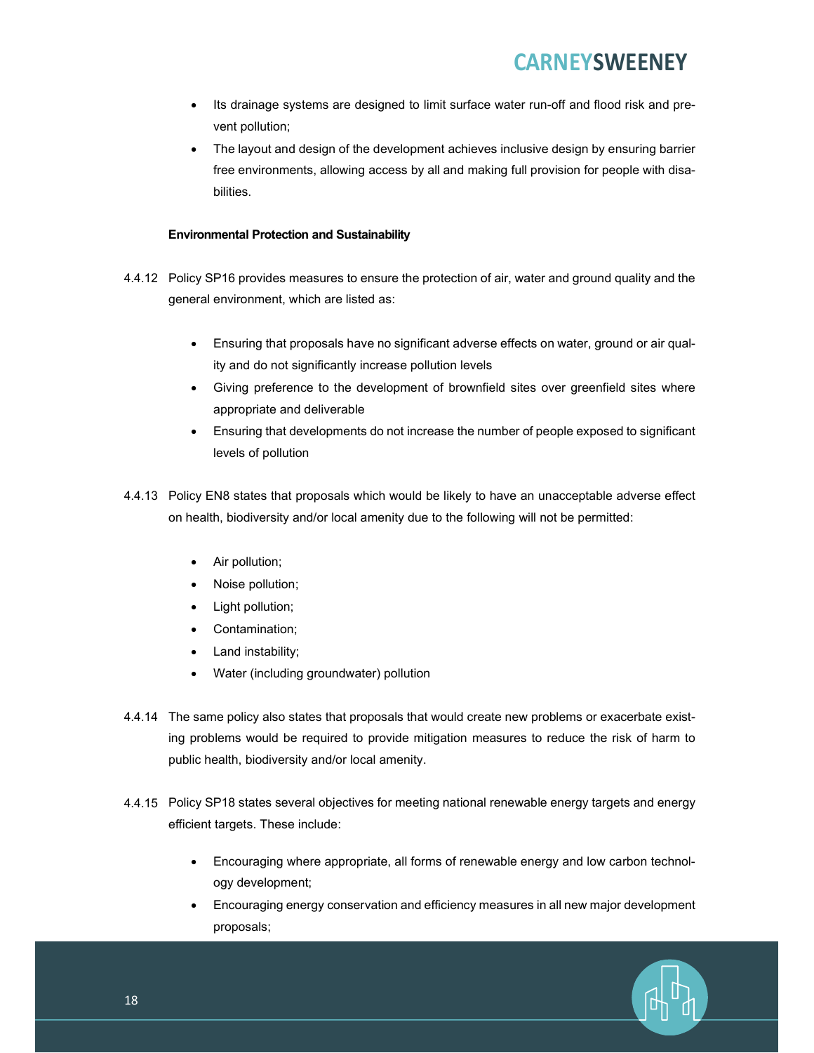- Its drainage systems are designed to limit surface water run-off and flood risk and prevent pollution;
- The layout and design of the development achieves inclusive design by ensuring barrier free environments, allowing access by all and making full provision for people with disabilities.

**Environmental Protection and Sustainability**

4.4.12 Policy SP16 provides measures to ensure the protection of air, water and ground quality and the general environment, which are listed as:

- Ensuring that proposals have no significant adverse effects on water, ground or air quality and do not significantly increase pollution levels
- Giving preference to the development of brownfield sites over greenfield sites where appropriate and deliverable
- Ensuring that developments do not increase the number of people exposed to significant levels of pollution

4.4.13 Policy EN8 states that proposals which would be likely to have an unacceptable adverse effect on health, biodiversity and/or local amenity due to the following will not be permitted:

- Air pollution;
- Noise pollution;
- Light pollution;
- Contamination;
- Land instability;
- Water (including groundwater) pollution

4.4.14 The same policy also states that proposals that would create new problems or exacerbate existing problems would be required to provide mitigation measures to reduce the risk of harm to public health, biodiversity and/or local amenity.

4.4.15 Policy SP18 states several objectives for meeting national renewable energy targets and energy efficient targets. These include:

- Encouraging where appropriate, all forms of renewable energy and low carbon technology development;
- Encouraging energy conservation and efficiency measures in all new major development proposals;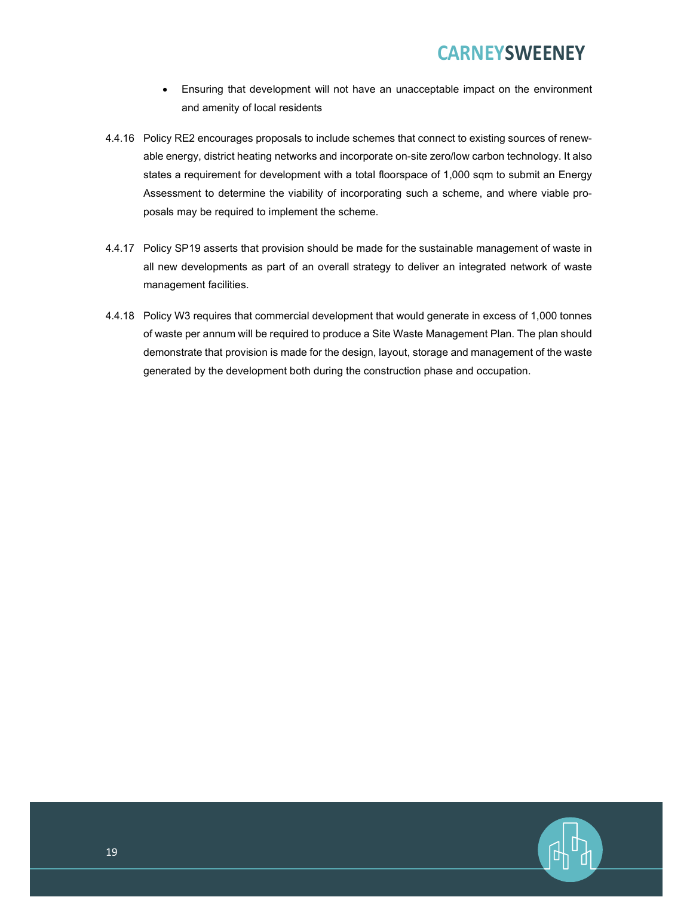- Ensuring that development will not have an unacceptable impact on the environment and amenity of local residents

4.4.16 Policy RE2 encourages proposals to include schemes that connect to existing sources of renewable energy, district heating networks and incorporate on-site zero/low carbon technology. It also states a requirement for development with a total floorspace of 1,000 sqm to submit an Energy Assessment to determine the viability of incorporating such a scheme, and where viable proposals may be required to implement the scheme.

4.4.17 Policy SP19 asserts that provision should be made for the sustainable management of waste in all new developments as part of an overall strategy to deliver an integrated network of waste management facilities.

4.4.18 Policy W3 requires that commercial development that would generate in excess of 1,000 tonnes of waste per annum will be required to produce a Site Waste Management Plan. The plan should demonstrate that provision is made for the design, layout, storage and management of the waste generated by the development both during the construction phase and occupation.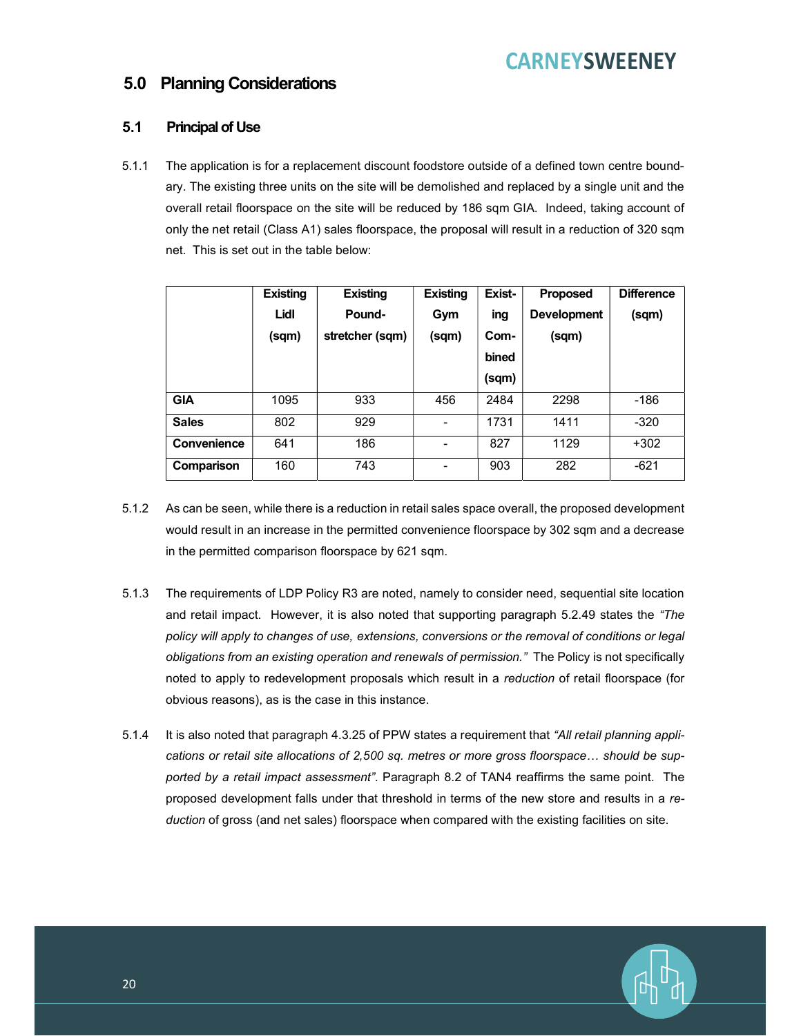## 5.0 Planning Considerations

### 5.1 Principal of Use

5.1.1 The application is for a replacement discount foodstore outside of a defined town centre boundary. The existing three units on the site will be demolished and replaced by a single unit and the overall retail floorspace on the site will be reduced by 186 sqm GIA. Indeed, taking account of only the net retail (Class A1) sales floorspace, the proposal will result in a reduction of 320 sqm net. This is set out in the table below:

| | Existing Lidl (sqm) | Existing Pound-stretcher (sqm) | Existing Gym (sqm) | Existing Combined (sqm) | Proposed Development (sqm) | Difference (sqm) |
|---|---|---|---|---|---|---|
| **GIA** | 1095 | 933 | 456 | 2484 | 2298 | -186 |
| **Sales** | 802 | 929 | - | 1731 | 1411 | -320 |
| **Convenience** | 641 | 186 | - | 827 | 1129 | +302 |
| **Comparison** | 160 | 743 | - | 903 | 282 | -621 |

5.1.2 As can be seen, while there is a reduction in retail sales space overall, the proposed development would result in an increase in the permitted convenience floorspace by 302 sqm and a decrease in the permitted comparison floorspace by 621 sqm.

5.1.3 The requirements of LDP Policy R3 are noted, namely to consider need, sequential site location and retail impact. However, it is also noted that supporting paragraph 5.2.49 states the *"The policy will apply to changes of use, extensions, conversions or the removal of conditions or legal obligations from an existing operation and renewals of permission."* The Policy is not specifically noted to apply to redevelopment proposals which result in a *reduction* of retail floorspace (for obvious reasons), as is the case in this instance.

5.1.4 It is also noted that paragraph 4.3.25 of PPW states a requirement that *"All retail planning applications or retail site allocations of 2,500 sq. metres or more gross floorspace… should be supported by a retail impact assessment"*. Paragraph 8.2 of TAN4 reaffirms the same point. The proposed development falls under that threshold in terms of the new store and results in a *reduction* of gross (and net sales) floorspace when compared with the existing facilities on site.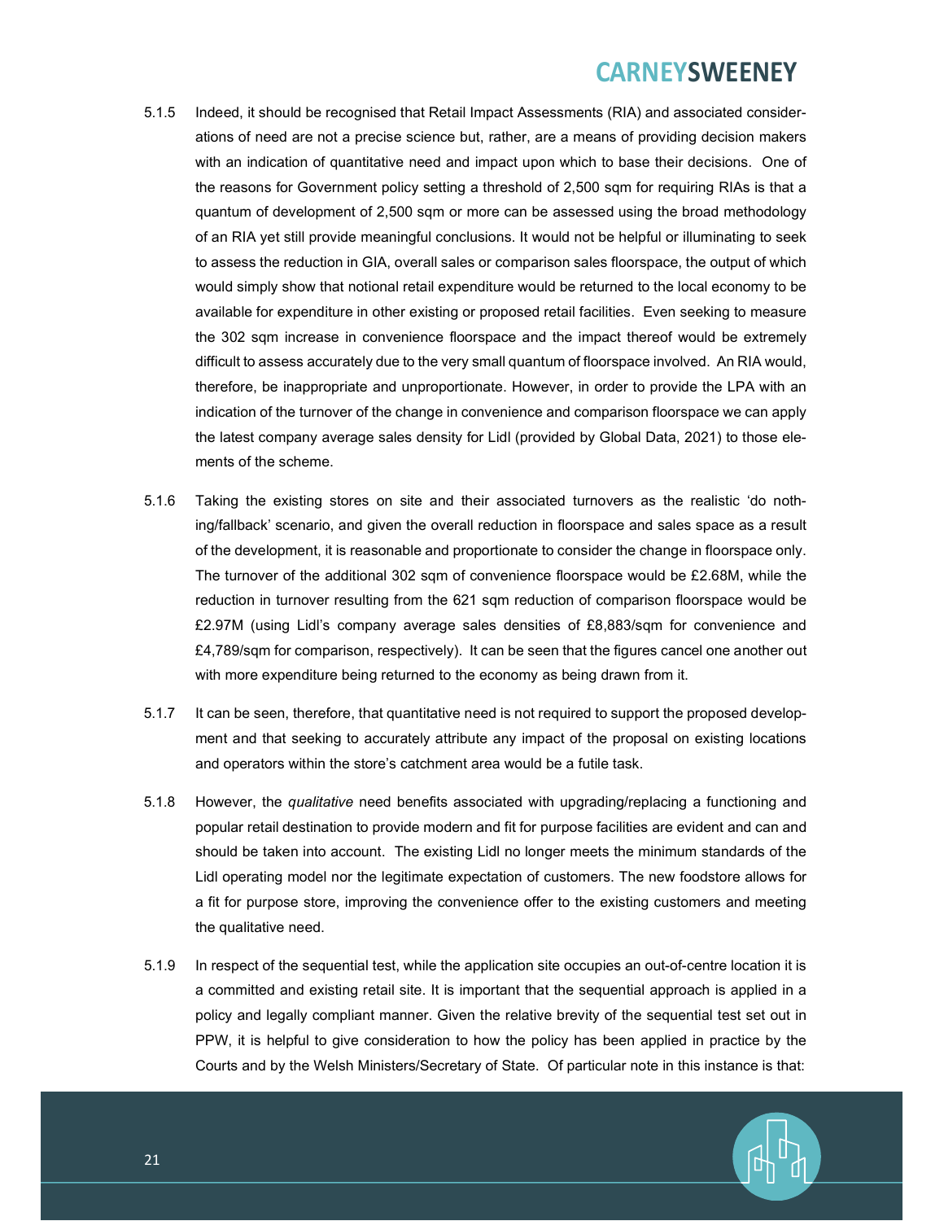5.1.5 Indeed, it should be recognised that Retail Impact Assessments (RIA) and associated considerations of need are not a precise science but, rather, are a means of providing decision makers with an indication of quantitative need and impact upon which to base their decisions. One of the reasons for Government policy setting a threshold of 2,500 sqm for requiring RIAs is that a quantum of development of 2,500 sqm or more can be assessed using the broad methodology of an RIA yet still provide meaningful conclusions. It would not be helpful or illuminating to seek to assess the reduction in GIA, overall sales or comparison sales floorspace, the output of which would simply show that notional retail expenditure would be returned to the local economy to be available for expenditure in other existing or proposed retail facilities. Even seeking to measure the 302 sqm increase in convenience floorspace and the impact thereof would be extremely difficult to assess accurately due to the very small quantum of floorspace involved. An RIA would, therefore, be inappropriate and unproportionate. However, in order to provide the LPA with an indication of the turnover of the change in convenience and comparison floorspace we can apply the latest company average sales density for Lidl (provided by Global Data, 2021) to those elements of the scheme.

5.1.6 Taking the existing stores on site and their associated turnovers as the realistic 'do nothing/fallback' scenario, and given the overall reduction in floorspace and sales space as a result of the development, it is reasonable and proportionate to consider the change in floorspace only. The turnover of the additional 302 sqm of convenience floorspace would be £2.68M, while the reduction in turnover resulting from the 621 sqm reduction of comparison floorspace would be £2.97M (using Lidl's company average sales densities of £8,883/sqm for convenience and £4,789/sqm for comparison, respectively). It can be seen that the figures cancel one another out with more expenditure being returned to the economy as being drawn from it.

5.1.7 It can be seen, therefore, that quantitative need is not required to support the proposed development and that seeking to accurately attribute any impact of the proposal on existing locations and operators within the store's catchment area would be a futile task.

5.1.8 However, the *qualitative* need benefits associated with upgrading/replacing a functioning and popular retail destination to provide modern and fit for purpose facilities are evident and can and should be taken into account. The existing Lidl no longer meets the minimum standards of the Lidl operating model nor the legitimate expectation of customers. The new foodstore allows for a fit for purpose store, improving the convenience offer to the existing customers and meeting the qualitative need.

5.1.9 In respect of the sequential test, while the application site occupies an out-of-centre location it is a committed and existing retail site. It is important that the sequential approach is applied in a policy and legally compliant manner. Given the relative brevity of the sequential test set out in PPW, it is helpful to give consideration to how the policy has been applied in practice by the Courts and by the Welsh Ministers/Secretary of State. Of particular note in this instance is that: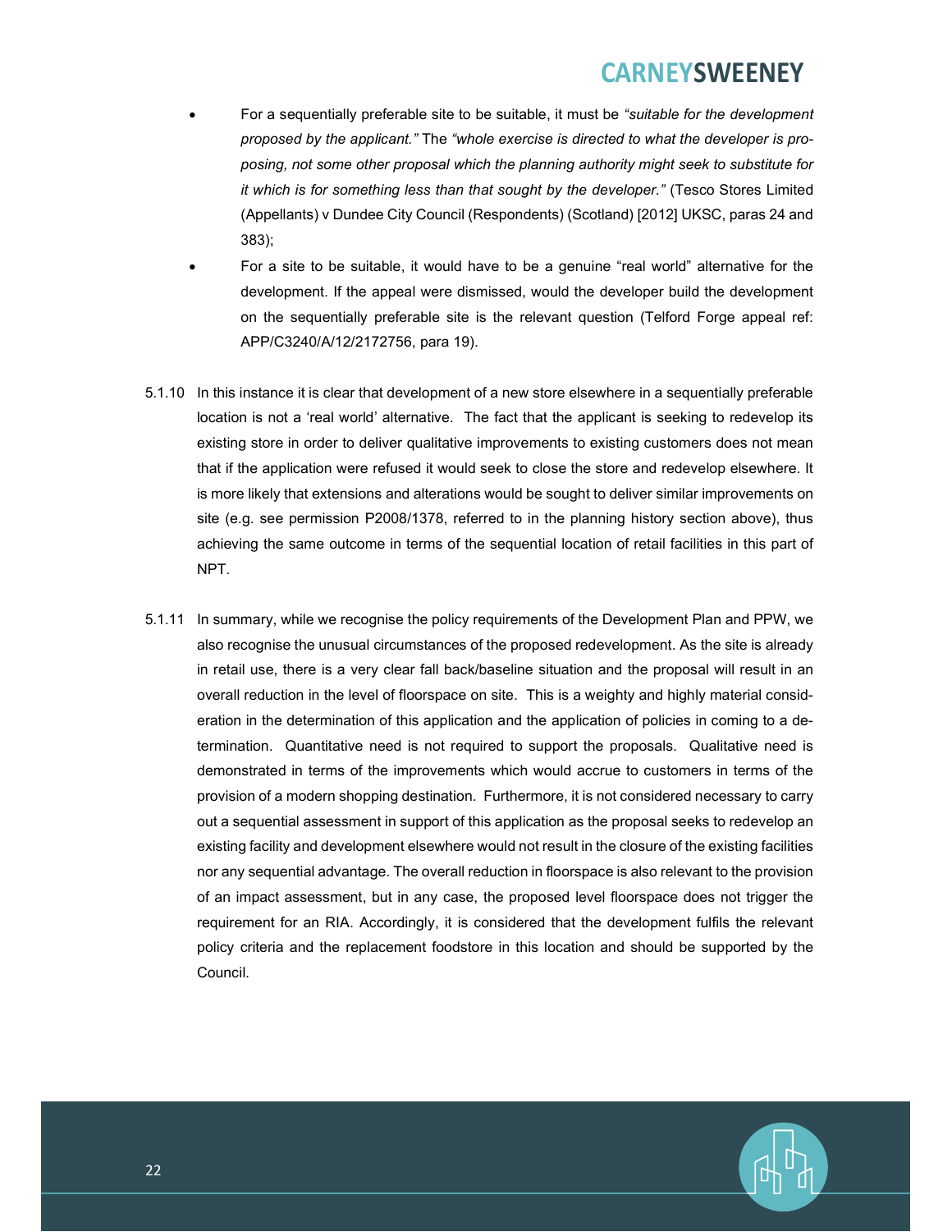- For a sequentially preferable site to be suitable, it must be *"suitable for the development proposed by the applicant."* The *"whole exercise is directed to what the developer is proposing, not some other proposal which the planning authority might seek to substitute for it which is for something less than that sought by the developer."* (Tesco Stores Limited (Appellants) v Dundee City Council (Respondents) (Scotland) [2012] UKSC, paras 24 and 383);
- For a site to be suitable, it would have to be a genuine "real world" alternative for the development. If the appeal were dismissed, would the developer build the development on the sequentially preferable site is the relevant question (Telford Forge appeal ref: APP/C3240/A/12/2172756, para 19).

5.1.10 In this instance it is clear that development of a new store elsewhere in a sequentially preferable location is not a 'real world' alternative. The fact that the applicant is seeking to redevelop its existing store in order to deliver qualitative improvements to existing customers does not mean that if the application were refused it would seek to close the store and redevelop elsewhere. It is more likely that extensions and alterations would be sought to deliver similar improvements on site (e.g. see permission P2008/1378, referred to in the planning history section above), thus achieving the same outcome in terms of the sequential location of retail facilities in this part of NPT.

5.1.11 In summary, while we recognise the policy requirements of the Development Plan and PPW, we also recognise the unusual circumstances of the proposed redevelopment. As the site is already in retail use, there is a very clear fall back/baseline situation and the proposal will result in an overall reduction in the level of floorspace on site. This is a weighty and highly material consideration in the determination of this application and the application of policies in coming to a determination. Quantitative need is not required to support the proposals. Qualitative need is demonstrated in terms of the improvements which would accrue to customers in terms of the provision of a modern shopping destination. Furthermore, it is not considered necessary to carry out a sequential assessment in support of this application as the proposal seeks to redevelop an existing facility and development elsewhere would not result in the closure of the existing facilities nor any sequential advantage. The overall reduction in floorspace is also relevant to the provision of an impact assessment, but in any case, the proposed level floorspace does not trigger the requirement for an RIA. Accordingly, it is considered that the development fulfils the relevant policy criteria and the replacement foodstore in this location and should be supported by the Council.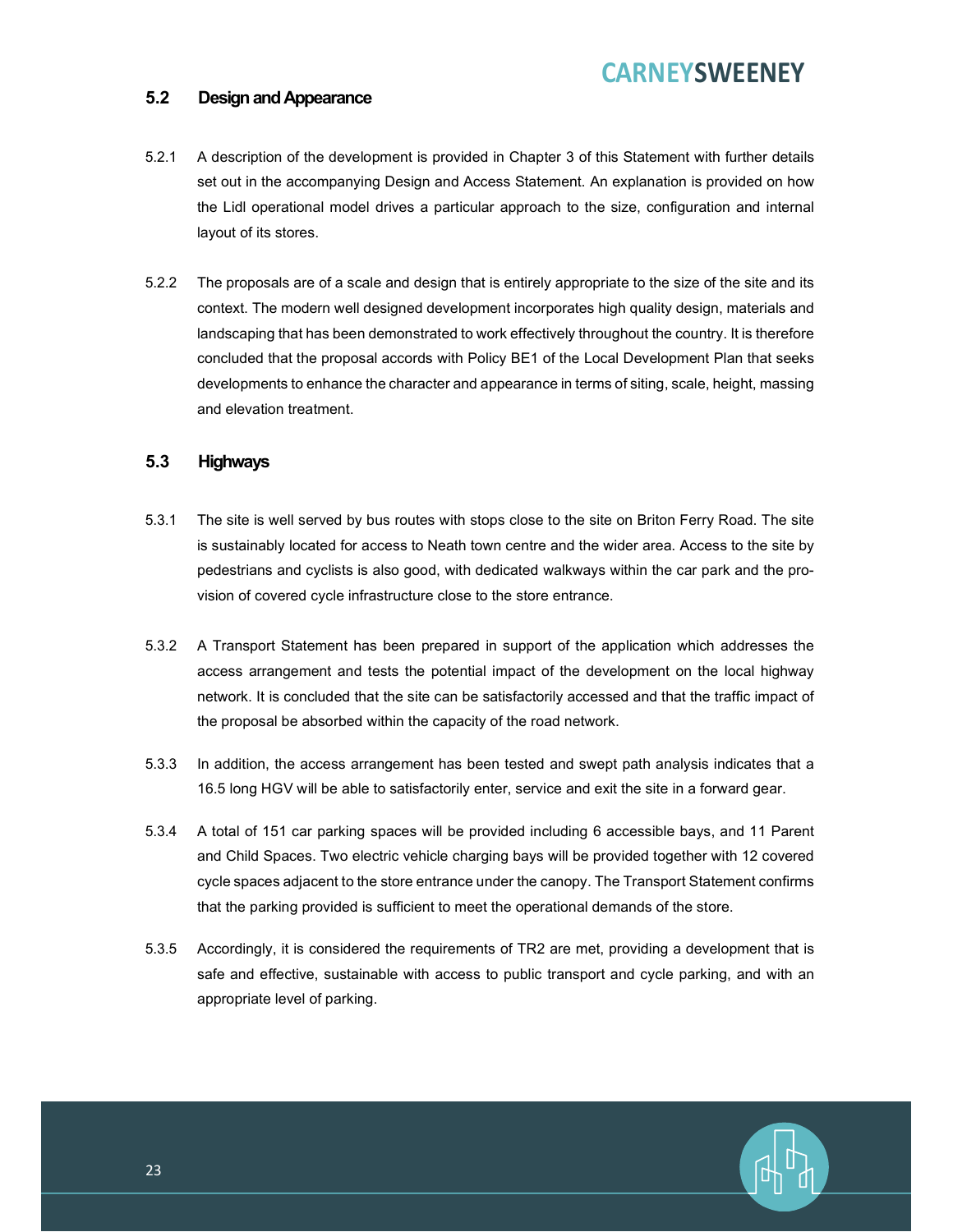## 5.2 Design and Appearance

5.2.1 A description of the development is provided in Chapter 3 of this Statement with further details set out in the accompanying Design and Access Statement. An explanation is provided on how the Lidl operational model drives a particular approach to the size, configuration and internal layout of its stores.

5.2.2 The proposals are of a scale and design that is entirely appropriate to the size of the site and its context. The modern well designed development incorporates high quality design, materials and landscaping that has been demonstrated to work effectively throughout the country. It is therefore concluded that the proposal accords with Policy BE1 of the Local Development Plan that seeks developments to enhance the character and appearance in terms of siting, scale, height, massing and elevation treatment.

## 5.3 Highways

5.3.1 The site is well served by bus routes with stops close to the site on Briton Ferry Road. The site is sustainably located for access to Neath town centre and the wider area. Access to the site by pedestrians and cyclists is also good, with dedicated walkways within the car park and the provision of covered cycle infrastructure close to the store entrance.

5.3.2 A Transport Statement has been prepared in support of the application which addresses the access arrangement and tests the potential impact of the development on the local highway network. It is concluded that the site can be satisfactorily accessed and that the traffic impact of the proposal be absorbed within the capacity of the road network.

5.3.3 In addition, the access arrangement has been tested and swept path analysis indicates that a 16.5 long HGV will be able to satisfactorily enter, service and exit the site in a forward gear.

5.3.4 A total of 151 car parking spaces will be provided including 6 accessible bays, and 11 Parent and Child Spaces. Two electric vehicle charging bays will be provided together with 12 covered cycle spaces adjacent to the store entrance under the canopy. The Transport Statement confirms that the parking provided is sufficient to meet the operational demands of the store.

5.3.5 Accordingly, it is considered the requirements of TR2 are met, providing a development that is safe and effective, sustainable with access to public transport and cycle parking, and with an appropriate level of parking.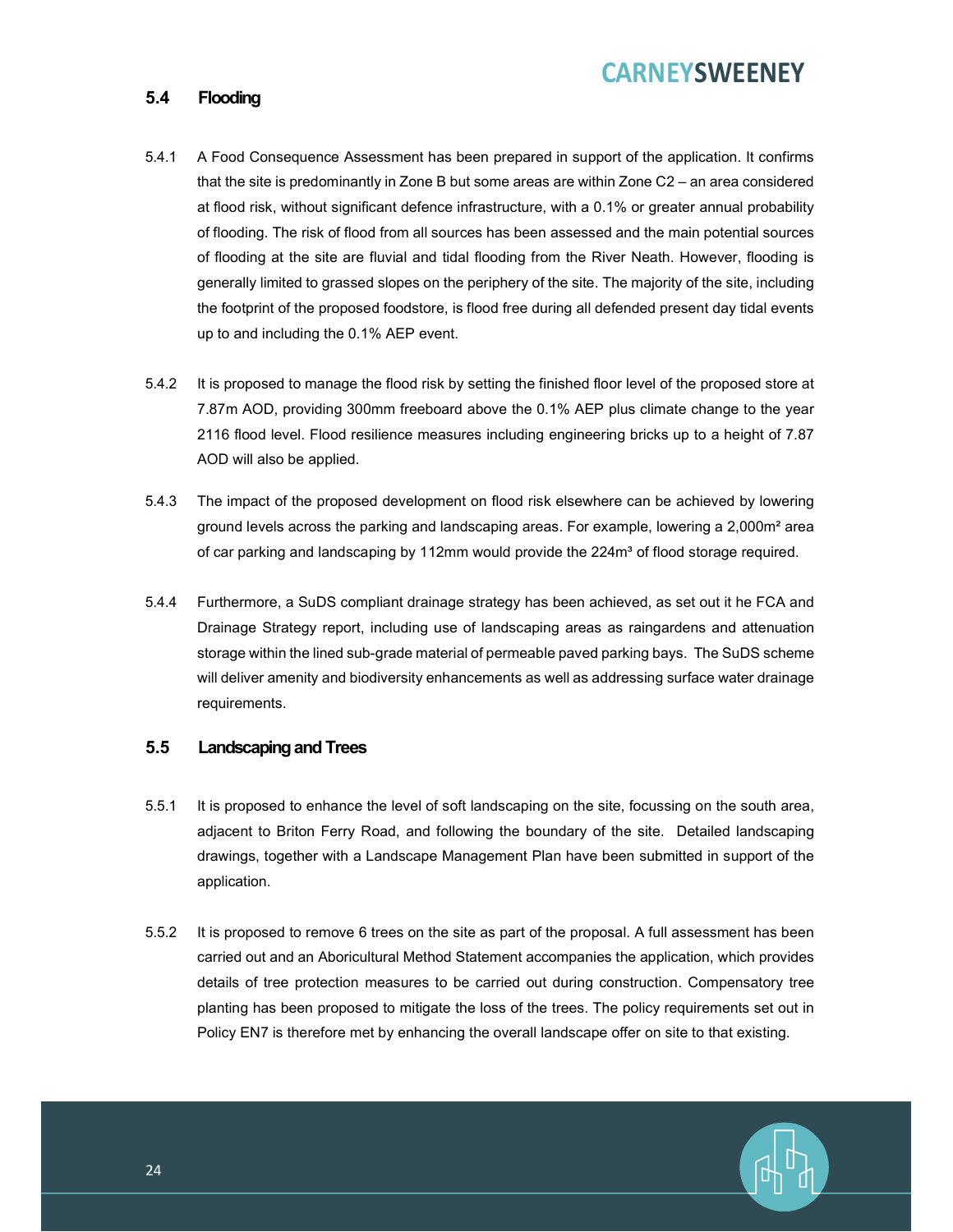## 5.4 Flooding

5.4.1 A Food Consequence Assessment has been prepared in support of the application. It confirms that the site is predominantly in Zone B but some areas are within Zone C2 – an area considered at flood risk, without significant defence infrastructure, with a 0.1% or greater annual probability of flooding. The risk of flood from all sources has been assessed and the main potential sources of flooding at the site are fluvial and tidal flooding from the River Neath. However, flooding is generally limited to grassed slopes on the periphery of the site. The majority of the site, including the footprint of the proposed foodstore, is flood free during all defended present day tidal events up to and including the 0.1% AEP event.

5.4.2 It is proposed to manage the flood risk by setting the finished floor level of the proposed store at 7.87m AOD, providing 300mm freeboard above the 0.1% AEP plus climate change to the year 2116 flood level. Flood resilience measures including engineering bricks up to a height of 7.87 AOD will also be applied.

5.4.3 The impact of the proposed development on flood risk elsewhere can be achieved by lowering ground levels across the parking and landscaping areas. For example, lowering a 2,000m² area of car parking and landscaping by 112mm would provide the 224m³ of flood storage required.

5.4.4 Furthermore, a SuDS compliant drainage strategy has been achieved, as set out it he FCA and Drainage Strategy report, including use of landscaping areas as raingardens and attenuation storage within the lined sub-grade material of permeable paved parking bays. The SuDS scheme will deliver amenity and biodiversity enhancements as well as addressing surface water drainage requirements.

## 5.5 Landscaping and Trees

5.5.1 It is proposed to enhance the level of soft landscaping on the site, focussing on the south area, adjacent to Briton Ferry Road, and following the boundary of the site. Detailed landscaping drawings, together with a Landscape Management Plan have been submitted in support of the application.

5.5.2 It is proposed to remove 6 trees on the site as part of the proposal. A full assessment has been carried out and an Aboricultural Method Statement accompanies the application, which provides details of tree protection measures to be carried out during construction. Compensatory tree planting has been proposed to mitigate the loss of the trees. The policy requirements set out in Policy EN7 is therefore met by enhancing the overall landscape offer on site to that existing.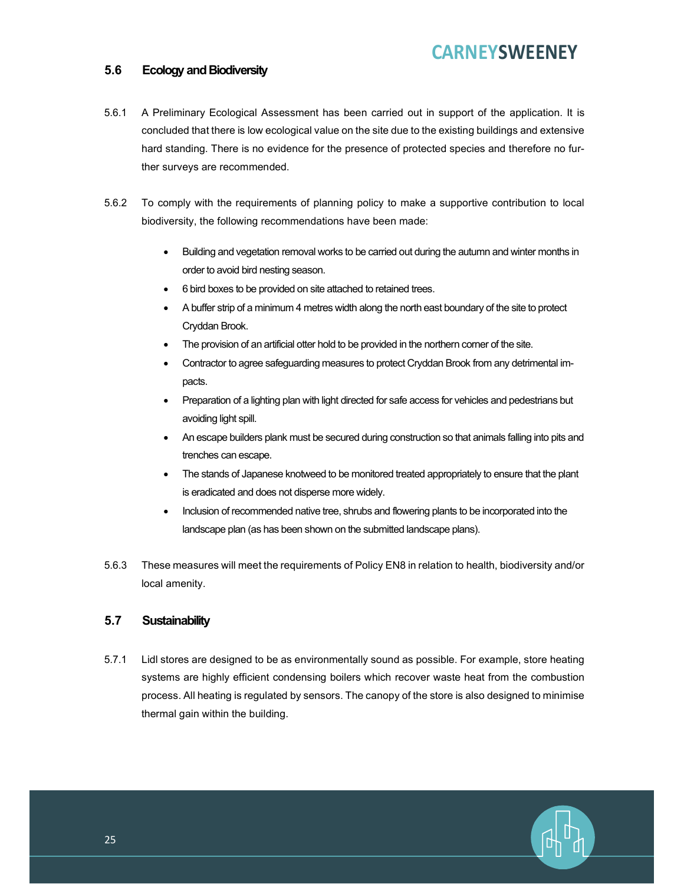## 5.6 Ecology and Biodiversity

5.6.1 A Preliminary Ecological Assessment has been carried out in support of the application. It is concluded that there is low ecological value on the site due to the existing buildings and extensive hard standing. There is no evidence for the presence of protected species and therefore no further surveys are recommended.

5.6.2 To comply with the requirements of planning policy to make a supportive contribution to local biodiversity, the following recommendations have been made:

- Building and vegetation removal works to be carried out during the autumn and winter months in order to avoid bird nesting season.
- 6 bird boxes to be provided on site attached to retained trees.
- A buffer strip of a minimum 4 metres width along the north east boundary of the site to protect Cryddan Brook.
- The provision of an artificial otter hold to be provided in the northern corner of the site.
- Contractor to agree safeguarding measures to protect Cryddan Brook from any detrimental impacts.
- Preparation of a lighting plan with light directed for safe access for vehicles and pedestrians but avoiding light spill.
- An escape builders plank must be secured during construction so that animals falling into pits and trenches can escape.
- The stands of Japanese knotweed to be monitored treated appropriately to ensure that the plant is eradicated and does not disperse more widely.
- Inclusion of recommended native tree, shrubs and flowering plants to be incorporated into the landscape plan (as has been shown on the submitted landscape plans).

5.6.3 These measures will meet the requirements of Policy EN8 in relation to health, biodiversity and/or local amenity.

## 5.7 Sustainability

5.7.1 Lidl stores are designed to be as environmentally sound as possible. For example, store heating systems are highly efficient condensing boilers which recover waste heat from the combustion process. All heating is regulated by sensors. The canopy of the store is also designed to minimise thermal gain within the building.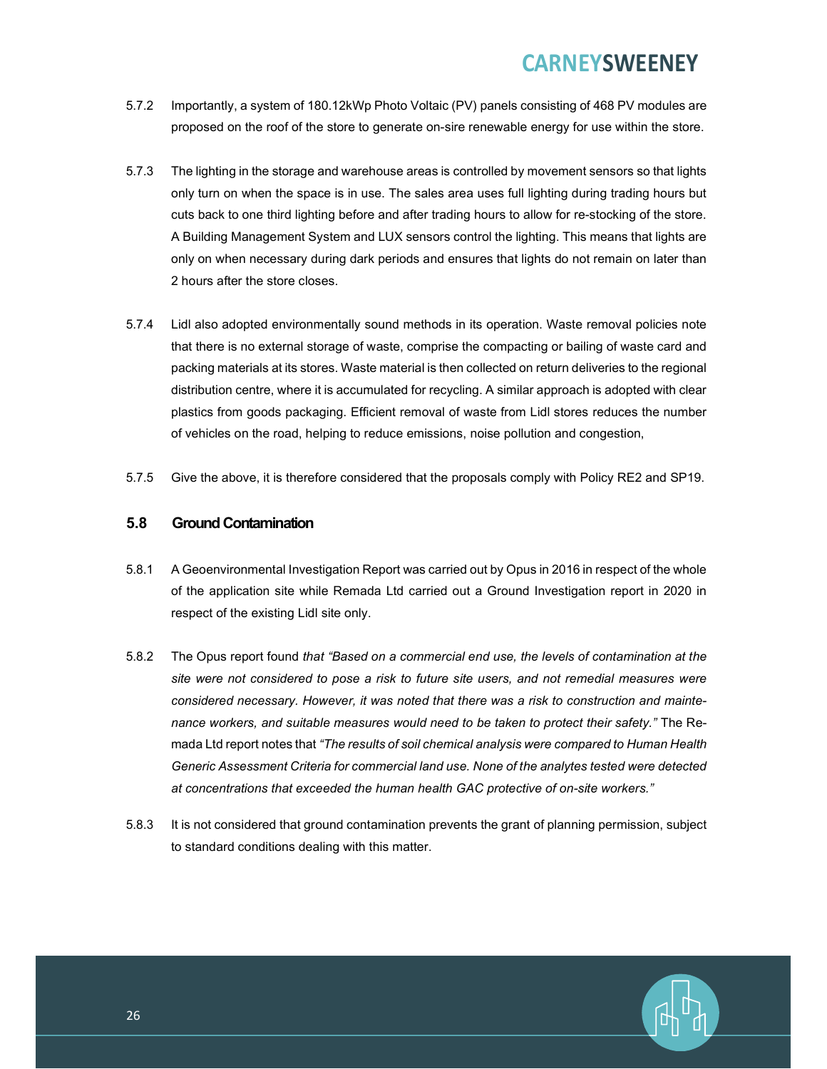5.7.2 Importantly, a system of 180.12kWp Photo Voltaic (PV) panels consisting of 468 PV modules are proposed on the roof of the store to generate on-sire renewable energy for use within the store.

5.7.3 The lighting in the storage and warehouse areas is controlled by movement sensors so that lights only turn on when the space is in use. The sales area uses full lighting during trading hours but cuts back to one third lighting before and after trading hours to allow for re-stocking of the store. A Building Management System and LUX sensors control the lighting. This means that lights are only on when necessary during dark periods and ensures that lights do not remain on later than 2 hours after the store closes.

5.7.4 Lidl also adopted environmentally sound methods in its operation. Waste removal policies note that there is no external storage of waste, comprise the compacting or bailing of waste card and packing materials at its stores. Waste material is then collected on return deliveries to the regional distribution centre, where it is accumulated for recycling. A similar approach is adopted with clear plastics from goods packaging. Efficient removal of waste from Lidl stores reduces the number of vehicles on the road, helping to reduce emissions, noise pollution and congestion,

5.7.5 Give the above, it is therefore considered that the proposals comply with Policy RE2 and SP19.

## 5.8 Ground Contamination

5.8.1 A Geoenvironmental Investigation Report was carried out by Opus in 2016 in respect of the whole of the application site while Remada Ltd carried out a Ground Investigation report in 2020 in respect of the existing Lidl site only.

5.8.2 The Opus report found *that "Based on a commercial end use, the levels of contamination at the site were not considered to pose a risk to future site users, and not remedial measures were considered necessary. However, it was noted that there was a risk to construction and maintenance workers, and suitable measures would need to be taken to protect their safety."* The Remada Ltd report notes that *"The results of soil chemical analysis were compared to Human Health Generic Assessment Criteria for commercial land use. None of the analytes tested were detected at concentrations that exceeded the human health GAC protective of on-site workers."*

5.8.3 It is not considered that ground contamination prevents the grant of planning permission, subject to standard conditions dealing with this matter.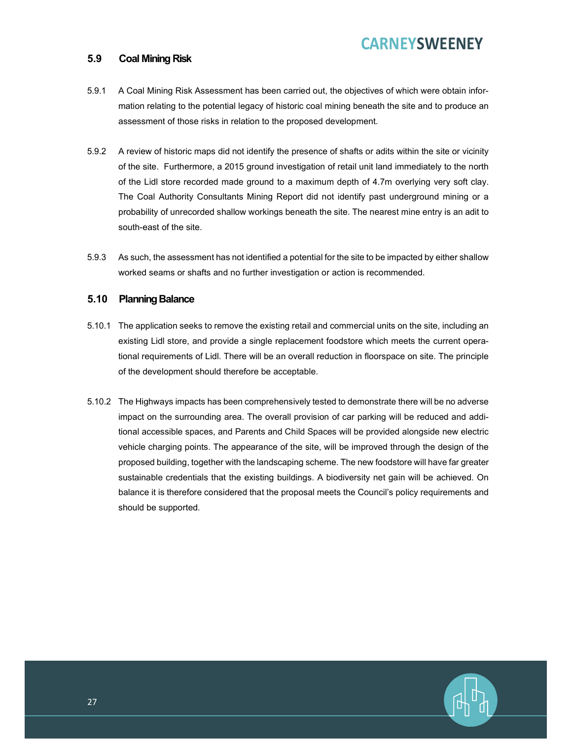## 5.9 Coal Mining Risk

5.9.1 A Coal Mining Risk Assessment has been carried out, the objectives of which were obtain information relating to the potential legacy of historic coal mining beneath the site and to produce an assessment of those risks in relation to the proposed development.

5.9.2 A review of historic maps did not identify the presence of shafts or adits within the site or vicinity of the site. Furthermore, a 2015 ground investigation of retail unit land immediately to the north of the Lidl store recorded made ground to a maximum depth of 4.7m overlying very soft clay. The Coal Authority Consultants Mining Report did not identify past underground mining or a probability of unrecorded shallow workings beneath the site. The nearest mine entry is an adit to south-east of the site.

5.9.3 As such, the assessment has not identified a potential for the site to be impacted by either shallow worked seams or shafts and no further investigation or action is recommended.

## 5.10 Planning Balance

5.10.1 The application seeks to remove the existing retail and commercial units on the site, including an existing Lidl store, and provide a single replacement foodstore which meets the current operational requirements of Lidl. There will be an overall reduction in floorspace on site. The principle of the development should therefore be acceptable.

5.10.2 The Highways impacts has been comprehensively tested to demonstrate there will be no adverse impact on the surrounding area. The overall provision of car parking will be reduced and additional accessible spaces, and Parents and Child Spaces will be provided alongside new electric vehicle charging points. The appearance of the site, will be improved through the design of the proposed building, together with the landscaping scheme. The new foodstore will have far greater sustainable credentials that the existing buildings. A biodiversity net gain will be achieved. On balance it is therefore considered that the proposal meets the Council's policy requirements and should be supported.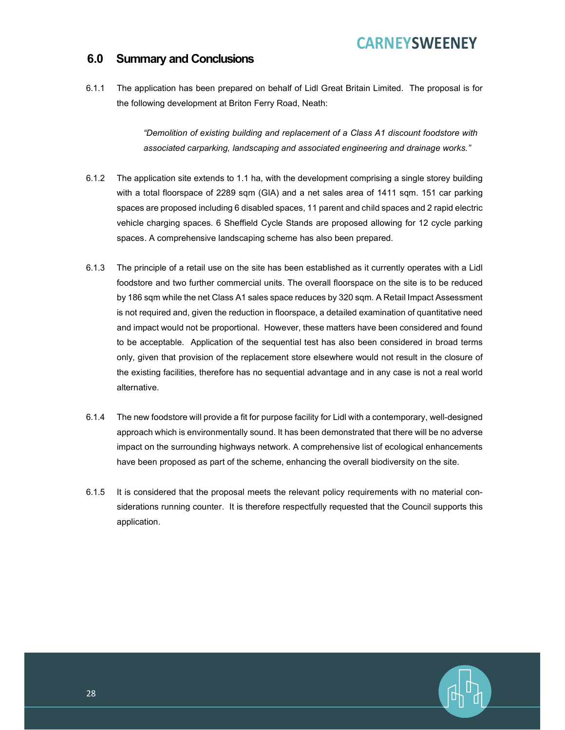## 6.0 Summary and Conclusions

6.1.1 The application has been prepared on behalf of Lidl Great Britain Limited. The proposal is for the following development at Briton Ferry Road, Neath:

> *"Demolition of existing building and replacement of a Class A1 discount foodstore with associated carparking, landscaping and associated engineering and drainage works."*

6.1.2 The application site extends to 1.1 ha, with the development comprising a single storey building with a total floorspace of 2289 sqm (GIA) and a net sales area of 1411 sqm. 151 car parking spaces are proposed including 6 disabled spaces, 11 parent and child spaces and 2 rapid electric vehicle charging spaces. 6 Sheffield Cycle Stands are proposed allowing for 12 cycle parking spaces. A comprehensive landscaping scheme has also been prepared.

6.1.3 The principle of a retail use on the site has been established as it currently operates with a Lidl foodstore and two further commercial units. The overall floorspace on the site is to be reduced by 186 sqm while the net Class A1 sales space reduces by 320 sqm. A Retail Impact Assessment is not required and, given the reduction in floorspace, a detailed examination of quantitative need and impact would not be proportional. However, these matters have been considered and found to be acceptable. Application of the sequential test has also been considered in broad terms only, given that provision of the replacement store elsewhere would not result in the closure of the existing facilities, therefore has no sequential advantage and in any case is not a real world alternative.

6.1.4 The new foodstore will provide a fit for purpose facility for Lidl with a contemporary, well-designed approach which is environmentally sound. It has been demonstrated that there will be no adverse impact on the surrounding highways network. A comprehensive list of ecological enhancements have been proposed as part of the scheme, enhancing the overall biodiversity on the site.

6.1.5 It is considered that the proposal meets the relevant policy requirements with no material considerations running counter. It is therefore respectfully requested that the Council supports this application.